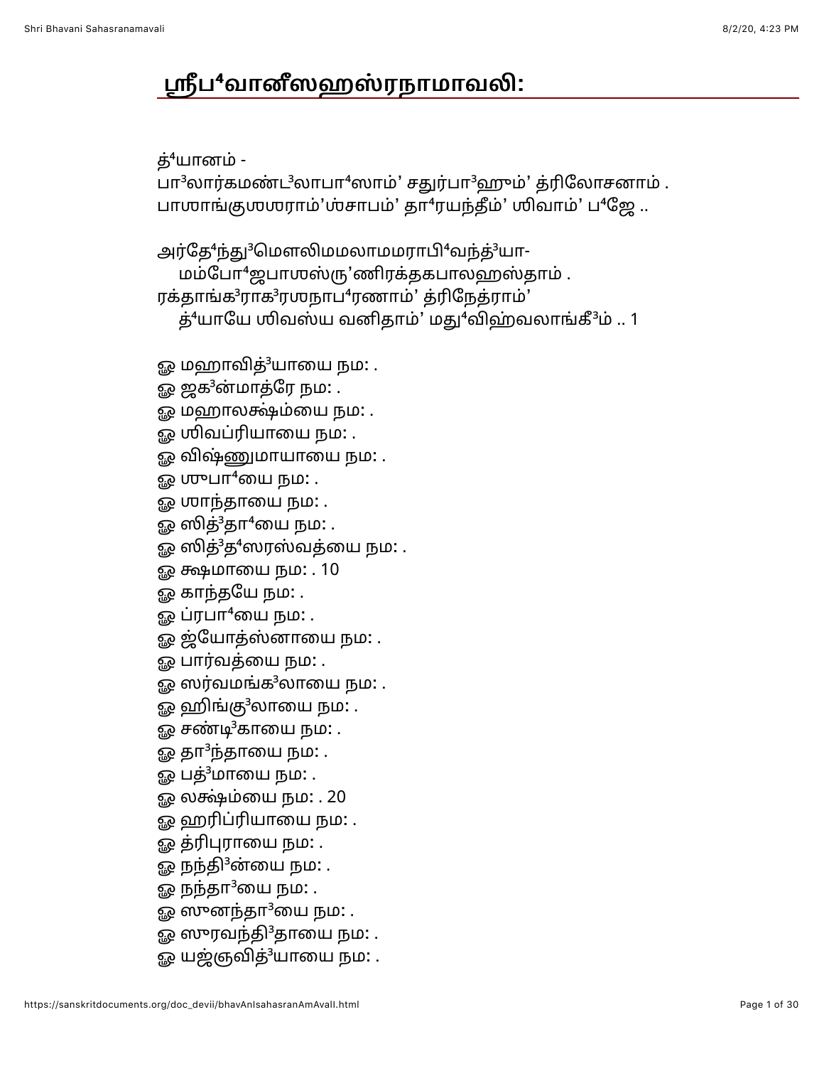# ஶ்ரீப⁴வானீஸஹஸ்ரநாமாவலி:

த்⁴யானம் -
பா³லார்கமண்ட³லாபா⁴ஸாம்' சதுர்பா³ஹும்' த்ரிலோசனாம் .
பாஶாங்குஶஶராம்'ஶ்சாபம்' தா⁴ரயந்தீம்' ஶிவாம்' ப⁴ஜே ..

அர்தே⁴ந்து³மௌலிமமலாமமராபி⁴வந்த்³யா-
　மம்போ⁴ஜபாஶஸ்ரு'ணிரக்தகபாலஹஸ்தாம் .
ரக்தாங்க³ராக³ரஶநாப⁴ரணாம்' த்ரிநேத்ராம்'
　த்⁴யாயே ஶிவஸ்ய வனிதாம்' மது⁴விஹ்வலாங்கீ³ம் .. 1

ஓ மஹாவித்³யாயை நம: .
ஓ ஜக³ன்மாத்ரே நம: .
ஓ மஹாலக்ஷ்ம்யை நம: .
ஓ ஶிவப்ரியாயை நம: .
ஓ விஷ்ணுமாயாயை நம: .
ஓ ஶுபா⁴யை நம: .
ஓ ஶாந்தாயை நம: .
ஓ ஸித்³தா⁴யை நம: .
ஓ ஸித்³த⁴ஸரஸ்வத்யை நம: .
ஓ க்ஷமாயை நம: . 10
ஓ காந்தயே நம: .
ஓ ப்ரபா⁴யை நம: .
ஓ ஜ்யோத்ஸ்னாயை நம: .
ஓ பார்வத்யை நம: .
ஓ ஸர்வமங்க³லாயை நம: .
ஓ ஹிங்கு³லாயை நம: .
ஓ சண்டி³காயை நம: .
ஓ தா³ந்தாயை நம: .
ஓ பத்³மாயை நம: .
ஓ லக்ஷ்ம்யை நம: . 20
ஓ ஹரிப்ரியாயை நம: .
ஓ த்ரிபுராயை நம: .
ஓ நந்தி³ன்யை நம: .
ஓ நந்தா³யை நம: .
ஓ ஸுனந்தா³யை நம: .
ஓ ஸுரவந்தி³தாயை நம: .
ஓ யஜ்ஞவித்³யாயை நம: .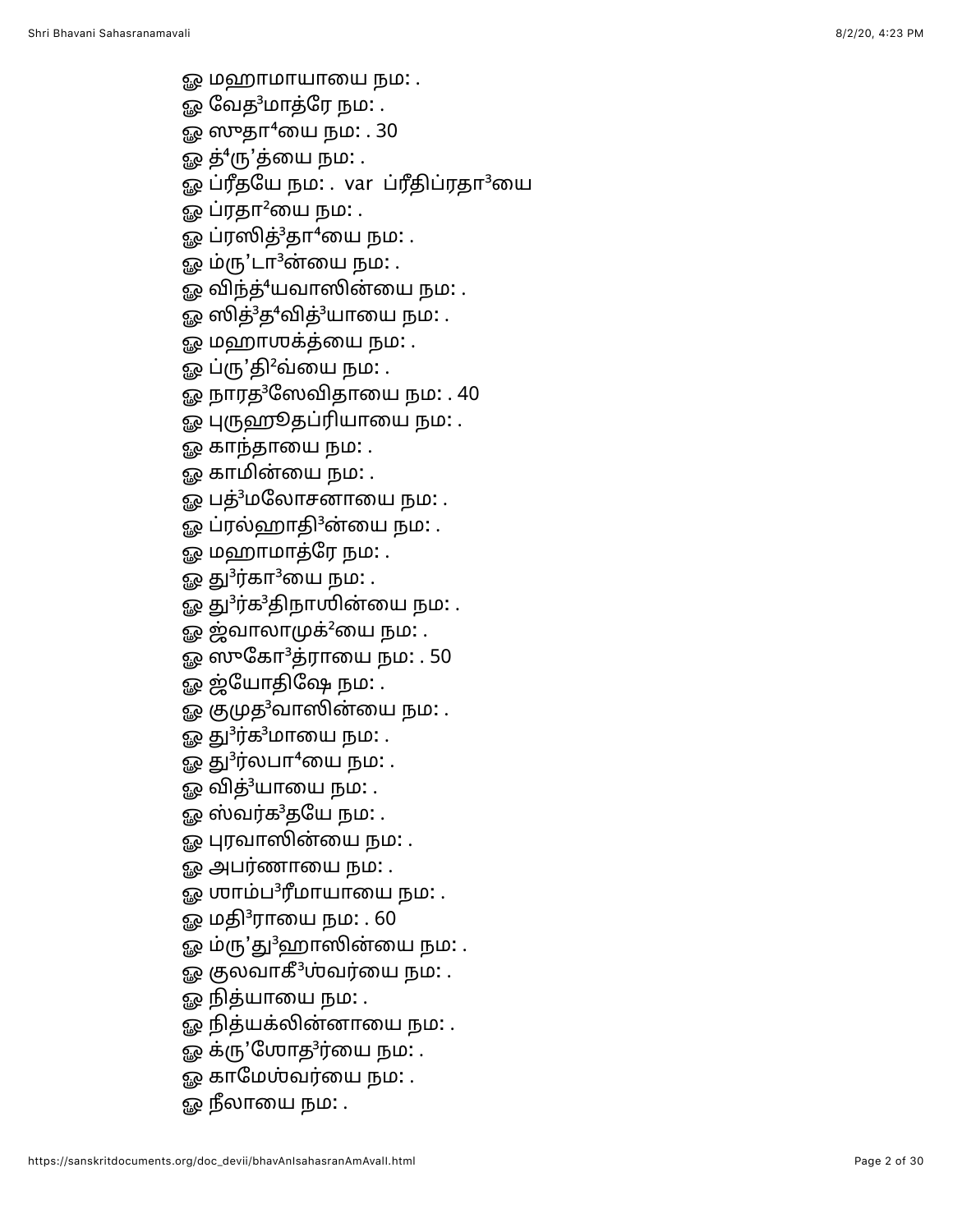ஓ மஹாமாயாயை நம: .
ஓ வேத3மாத்ரே நம: .
ஓ ஸுதா4யை நம: . 30
ஓ த்4ரு'த்யை நம: .
ஓ ப்ரீதயே நம: . var ப்ரீதிப்ரதா3யை
ஓ ப்ரதா2யை நம: .
ஓ ப்ரஸித்3தா4யை நம: .
ஓ ம்ரு'டா3ன்யை நம: .
ஓ விந்த்4யவாஸின்யை நம: .
ஓ ஸித்3த4வித்3யாயை நம: .
ஓ மஹாஶக்த்யை நம: .
ஓ ப்ரு'தி2வ்யை நம: .
ஓ நாரத3ஸேவிதாயை நம: . 40
ஓ புருஹூதப்ரியாயை நம: .
ஓ காந்தாயை நம: .
ஓ காமின்யை நம: .
ஓ பத்3மலோசனாயை நம: .
ஓ ப்ரல்ஹாதி3ன்யை நம: .
ஓ மஹாமாத்ரே நம: .
ஓ து3ர்கா3யை நம: .
ஓ து3ர்க3திநாஶின்யை நம: .
ஓ ஜ்வாலாமுக்2யை நம: .
ஓ ஸுகோ3த்ராயை நம: . 50
ஓ ஜ்யோதிஷே நம: .
ஓ குமுத3வாஸின்யை நம: .
ஓ து3ர்க3மாயை நம: .
ஓ து3ர்லபா4யை நம: .
ஓ வித்3யாயை நம: .
ஓ ஸ்வர்க3தயே நம: .
ஓ புரவாஸின்யை நம: .
ஓ அபர்ணாயை நம: .
ஓ ஶாம்ப3ரீமாயாயை நம: .
ஓ மதி3ராயை நம: . 60
ஓ ம்ரு'து3ஹாஸின்யை நம: .
ஓ குலவாகீ3ஶ்வர்யை நம: .
ஓ நித்யாயை நம: .
ஓ நித்யக்லின்னாயை நம: .
ஓ க்ரு'ஶோத3ர்யை நம: .
ஓ காமேஶ்வர்யை நம: .
ஓ நீலாயை நம: .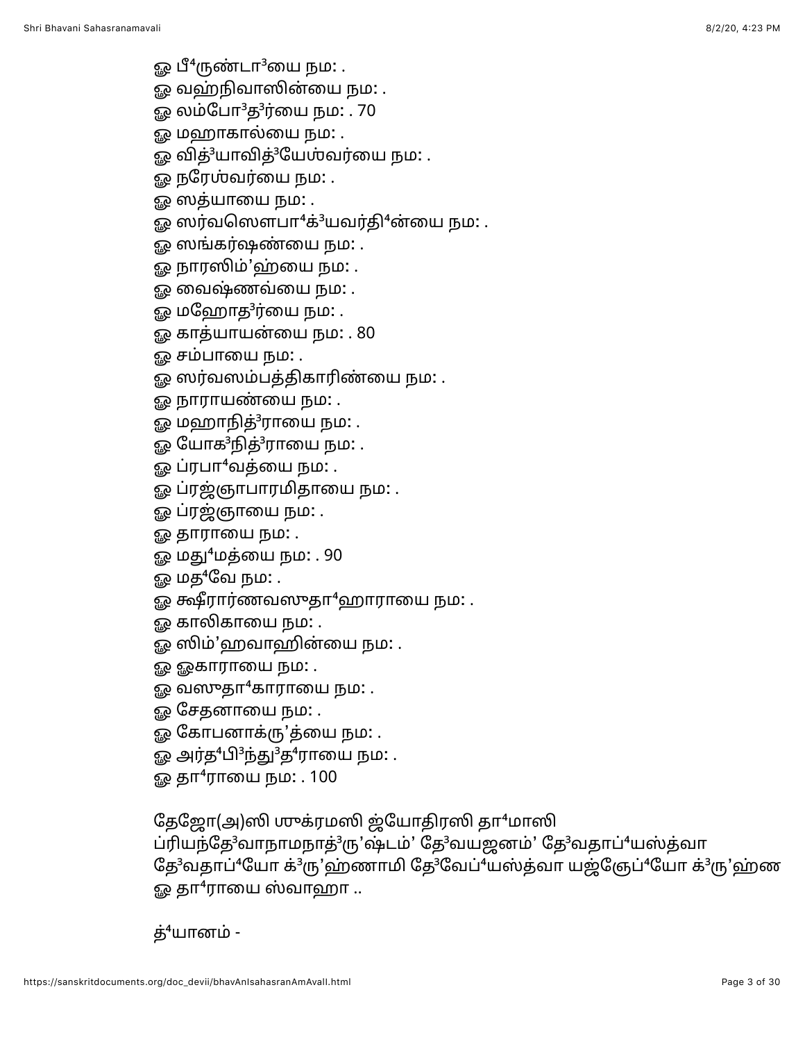ஓ பீ⁴ருண்டா³யை நம: .
ஓ வஹ்நிவாஸின்யை நம: .
ஓ லம்போ³த³ர்யை நம: . 70
ஓ மஹாகால்யை நம: .
ஓ வித்³யாவித்³யேஶ்வர்யை நம: .
ஓ நரேஶ்வர்யை நம: .
ஓ ஸத்யாயை நம: .
ஓ ஸர்வஸௌபா⁴க்³யவர்தி⁴ன்யை நம: .
ஓ ஸங்கர்ஷண்யை நம: .
ஓ நாரஸிம்'ஹ்யை நம: .
ஓ வைஷ்ணவ்யை நம: .
ஓ மஹோத³ர்யை நம: .
ஓ காத்யாயன்யை நம: . 80
ஓ சம்பாயை நம: .
ஓ ஸர்வஸம்பத்திகாரிண்யை நம: .
ஓ நாராயண்யை நம: .
ஓ மஹாநித்³ராயை நம: .
ஓ யோக³நித்³ராயை நம: .
ஓ ப்ரபா⁴வத்யை நம: .
ஓ ப்ரஜ்ஞாபாரமிதாயை நம: .
ஓ ப்ரஜ்ஞாயை நம: .
ஓ தாராயை நம: .
ஓ மது⁴மத்யை நம: . 90
ஓ மத⁴வே நம: .
ஓ க்ஷீரார்ணவஸுதா⁴ஹாராயை நம: .
ஓ காலிகாயை நம: .
ஓ ஸிம்'ஹவாஹின்யை நம: .
ஓ ஓகாராயை நம: .
ஓ வஸுதா⁴காராயை நம: .
ஓ சேதனாயை நம: .
ஓ கோபனாக்ரு'த்யை நம: .
ஓ அர்த⁴பி³ந்து³த⁴ராயை நம: .
ஓ தா⁴ராயை நம: . 100

தேஜோ(அ)ஸி ஶுக்ரமஸி ஜ்யோதிரஸி தா⁴மாஸி
ப்ரியந்தே³வாநாமநாத்³ரு'ஷ்டம்' தே³வயஜனம்' தே³வதாப்⁴யஸ்த்வா
தே³வதாப்⁴யோ க்³ரு'ஹ்ணாமி தே³வேப்⁴யஸ்த்வா யஜ்ஞேப்⁴யோ க்³ரு'ஹ்ண
ஓ தா⁴ராயை ஸ்வாஹா ..

த்⁴யானம் -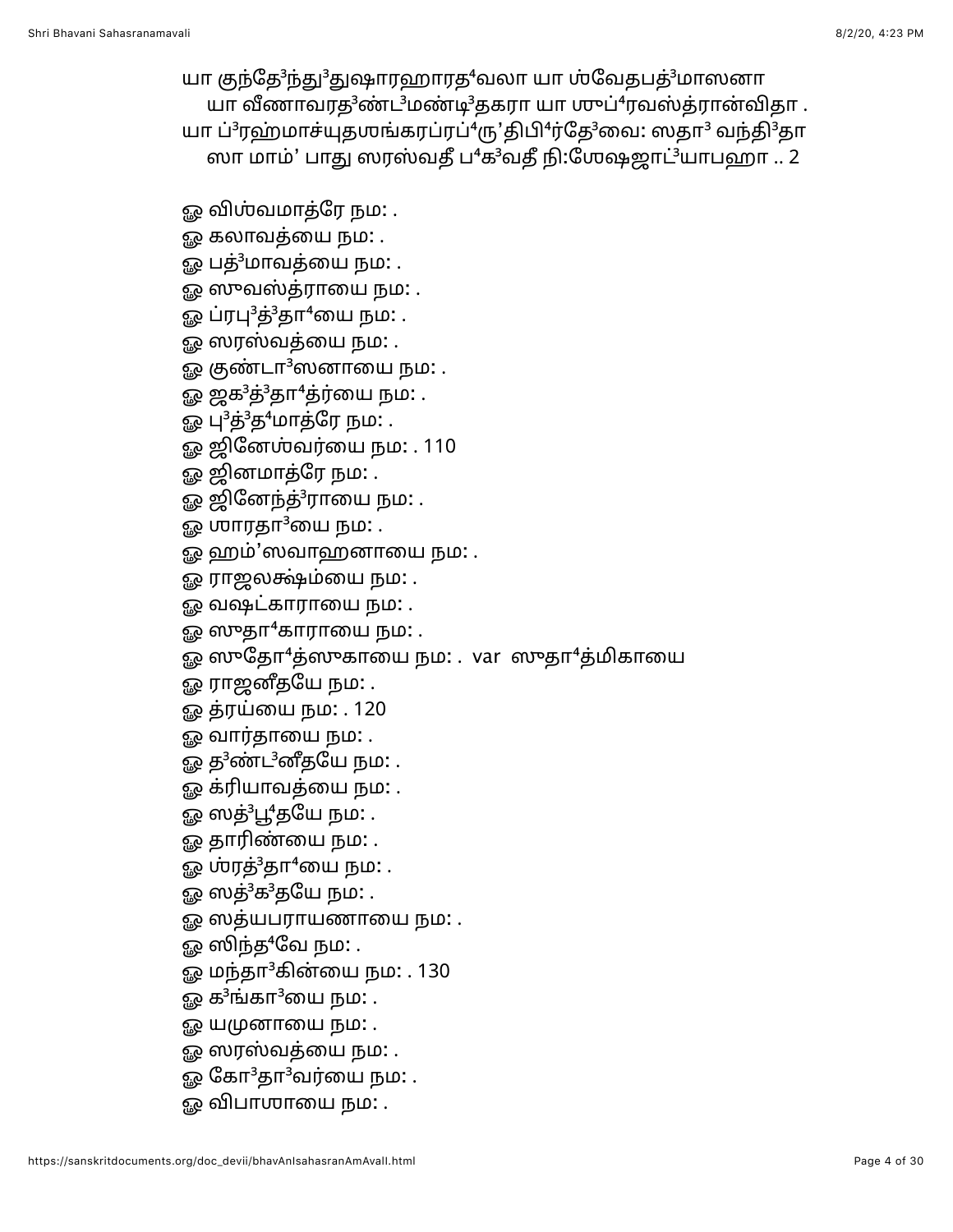யா குந்தே3ந்து3துஷாரஹாரத4வலா யா ஶ்வேதபத்3மாஸனா
யா வீணாவரத3ண்ட3மண்டி3தகரா யா ஶுப்4ரவஸ்த்ரான்விதா .
யா ப்3ரஹ்மாச்யுதஶங்கரப்ரப்4ரு’திபி4ர்தே3வை: ஸதா3 வந்தி3தா
ஸா மாம்’ பாது ஸரஸ்வதீ ப4க3வதீ நி:ஶேஷஜாட்3யாபஹா .. 2

ௐ விஶ்வமாத்ரே நம: .
ௐ கலாவத்யை நம: .
ௐ பத்3மாவத்யை நம: .
ௐ ஸுவஸ்த்ராயை நம: .
ௐ ப்ரபு3த்3தா4யை நம: .
ௐ ஸரஸ்வத்யை நம: .
ௐ குண்டா3ஸனாயை நம: .
ௐ ஜக3த்3தா4த்ர்யை நம: .
ௐ பு3த்3த4மாத்ரே நம: .
ௐ ஜினேஶ்வர்யை நம: . 110
ௐ ஜினமாத்ரே நம: .
ௐ ஜினேந்த்3ராயை நம: .
ௐ ஶாரதா3யை நம: .
ௐ ஹம்’ஸவாஹனாயை நம: .
ௐ ராஜலக்ஷ்ம்யை நம: .
ௐ வஷட்காராயை நம: .
ௐ ஸுதா4காராயை நம: .
ௐ ஸுதோ4த்ஸுகாயை நம: . var ஸுதா4த்மிகாயை
ௐ ராஜனீதயே நம: .
ௐ த்ரய்யை நம: . 120
ௐ வார்தாயை நம: .
ௐ த3ண்ட3னீதயே நம: .
ௐ க்ரியாவத்யை நம: .
ௐ ஸத்3பூ4தயே நம: .
ௐ தாரிண்யை நம: .
ௐ ஶ்ரத்3தா4யை நம: .
ௐ ஸத்3க3தயே நம: .
ௐ ஸத்யபராயணாயை நம: .
ௐ ஸிந்த4வே நம: .
ௐ மந்தா3கின்யை நம: . 130
ௐ க3ங்கா3யை நம: .
ௐ யமுனாயை நம: .
ௐ ஸரஸ்வத்யை நம: .
ௐ கோ3தா3வர்யை நம: .
ௐ விபாஶாயை நம: .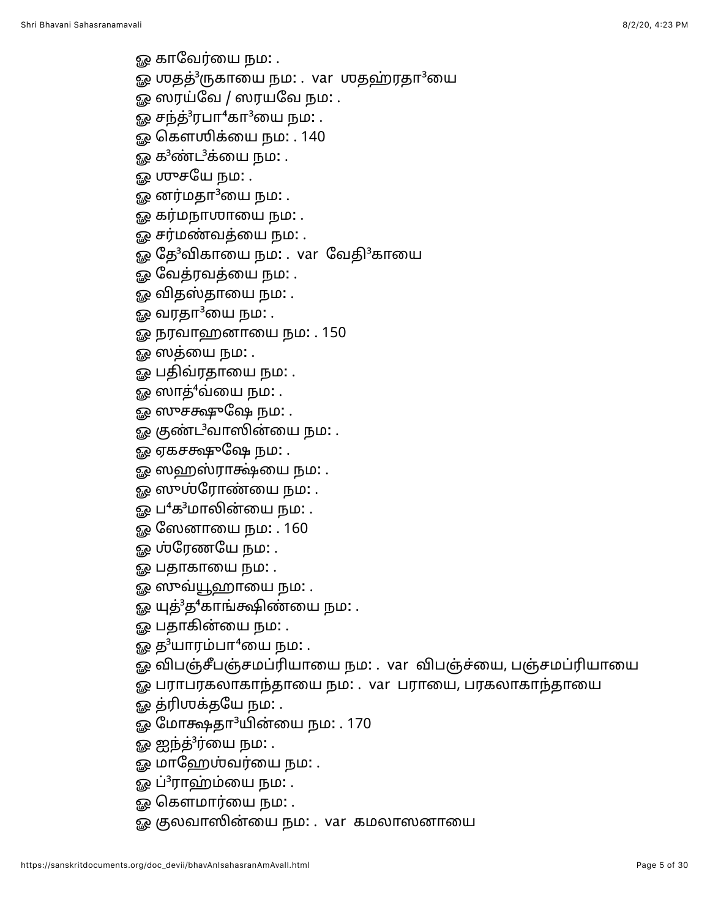ஓ காவேர்யை நம: .
ஓ ஶதத்³ருகாயை நம: . var ஶதஹ்ரதா³யை
ஓ ஸரய்வே / ஸரயவே நம: .
ஓ சந்த்³ரபா⁴கா³யை நம: .
ஓ கௌஶிக்யை நம: . 140
ஓ க³ண்ட³க்யை நம: .
ஓ ஶுசயே நம: .
ஓ னர்மதா³யை நம: .
ஓ கர்மநாஶாயை நம: .
ஓ சர்மண்வத்யை நம: .
ஓ தே³விகாயை நம: . var வேதி³காயை
ஓ வேத்ரவத்யை நம: .
ஓ விதஸ்தாயை நம: .
ஓ வரதா³யை நம: .
ஓ நரவாஹனாயை நம: . 150
ஓ ஸத்யை நம: .
ஓ பதிவ்ரதாயை நம: .
ஓ ஸாத்⁴வ்யை நம: .
ஓ ஸுசக்ஷுஷே நம: .
ஓ குண்ட³வாஸின்யை நம: .
ஓ ஏகசக்ஷுஷே நம: .
ஓ ஸஹஸ்ராக்ஷ்யை நம: .
ஓ ஸுஶ்ரோண்யை நம: .
ஓ ப⁴க³மாலின்யை நம: .
ஓ ஸேனாயை நம: . 160
ஓ ஶ்ரேணயே நம: .
ஓ பதாகாயை நம: .
ஓ ஸுவ்யூஹாயை நம: .
ஓ யுத்³த⁴காங்க்ஷிண்யை நம: .
ஓ பதாகின்யை நம: .
ஓ த³யாரம்பா⁴யை நம: .
ஓ விபஞ்சீபஞ்சமப்ரியாயை நம: . var விபஞ்ச்யை, பஞ்சமப்ரியாயை
ஓ பராபரகலாகாந்தாயை நம: . var பராயை, பரகலாகாந்தாயை
ஓ த்ரிஶக்தயே நம: .
ஓ மோக்ஷதா³யின்யை நம: . 170
ஓ ஐந்த்³ர்யை நம: .
ஓ மாஹேஶ்வர்யை நம: .
ஓ ப்³ராஹ்ம்யை நம: .
ஓ கௌமார்யை நம: .
ஓ குலவாஸின்யை நம: . var கமலாஸனாயை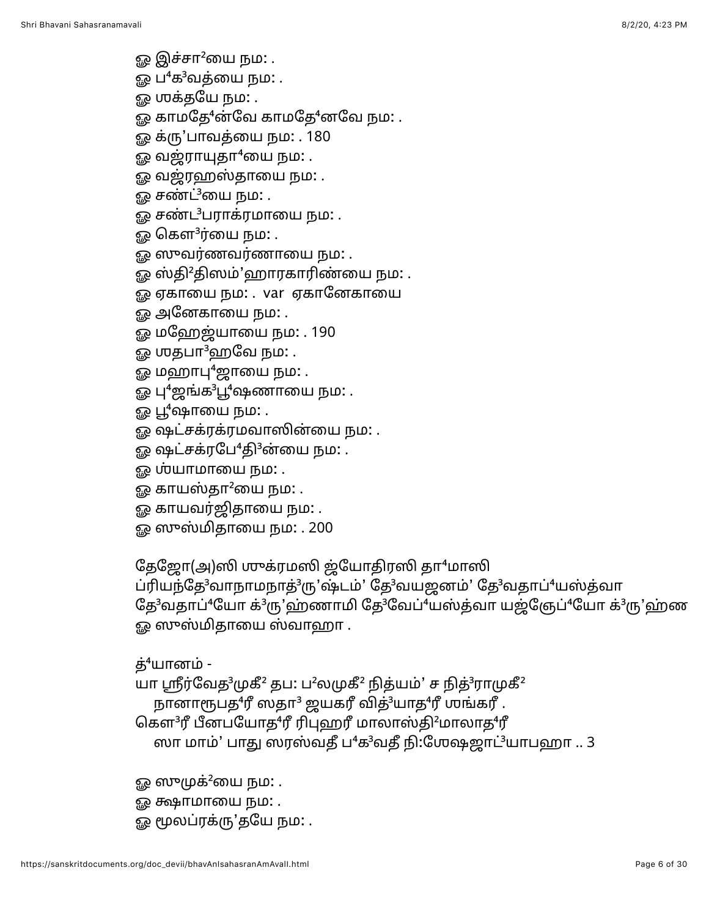ஓ இச்சா²யை நம: .
ஓ ப⁴க³வத்யை நம: .
ஓ ஶக்தயே நம: .
ஓ காமதே⁴ன்வே காமதே⁴னவே நம: .
ஓ க்ரு’பாவத்யை நம: . 180
ஓ வஜ்ராயுதா⁴யை நம: .
ஓ வஜ்ரஹஸ்தாயை நம: .
ஓ சண்ட்³யை நம: .
ஓ சண்ட³பராக்ரமாயை நம: .
ஓ கௌ³ர்யை நம: .
ஓ ஸுவர்ணவர்ணாயை நம: .
ஓ ஸ்தி²திஸம்’ஹாரகாரிண்யை நம: .
ஓ ஏகாயை நம: . var ஏகானேகாயை
ஓ அனேகாயை நம: .
ஓ மஹேஜ்யாயை நம: . 190
ஓ ஶதபா³ஹவே நம: .
ஓ மஹாபு⁴ஜாயை நம: .
ஓ பு⁴ஜங்க³பூ⁴ஷணாயை நம: .
ஓ பூ⁴ஷாயை நம: .
ஓ ஷட்சக்ரக்ரமவாஸின்யை நம: .
ஓ ஷட்சக்ரபே⁴தி³ன்யை நம: .
ஓ ஶ்யாமாயை நம: .
ஓ காயஸ்தா²யை நம: .
ஓ காயவர்ஜிதாயை நம: .
ஓ ஸுஸ்மிதாயை நம: . 200

தேஜோ(அ)ஸி ஶுக்ரமஸி ஜ்யோதிரஸி தா⁴மாஸி
ப்ரியந்தே³வாநாமநாத்³ரு’ஷ்டம்’ தே³வயஜனம்’ தே³வதாப்⁴யஸ்த்வா
தே³வதாப்⁴யோ க்³ரு’ஹ்ணாமி தே³வேப்⁴யஸ்த்வா யஜ்ஞேப்⁴யோ க்³ரு’ஹ்ண
ஓ ஸுஸ்மிதாயை ஸ்வாஹா .

த்⁴யானம் -
யா ஸ்ரீர்வேத³முகீ² தப: ப²லமுகீ² நித்யம்’ ச நித்³ராமுகீ²
    நானாரூபத⁴ரீ ஸதா³ ஜயகரீ வித்³யாத⁴ரீ ஶங்கரீ .
கௌ³ரீ பீனபயோத⁴ரீ ரிபுஹரீ மாலாஸ்தி²மாலாத⁴ரீ
    ஸா மாம்’ பாது ஸரஸ்வதீ ப⁴க³வதீ நி:ஶேஷஜாட்³யாபஹா .. 3

ஓ ஸுமுக்²யை நம: .
ஓ க்ஷாமாயை நம: .
ஓ மூலப்ரக்ரு’தயே நம: .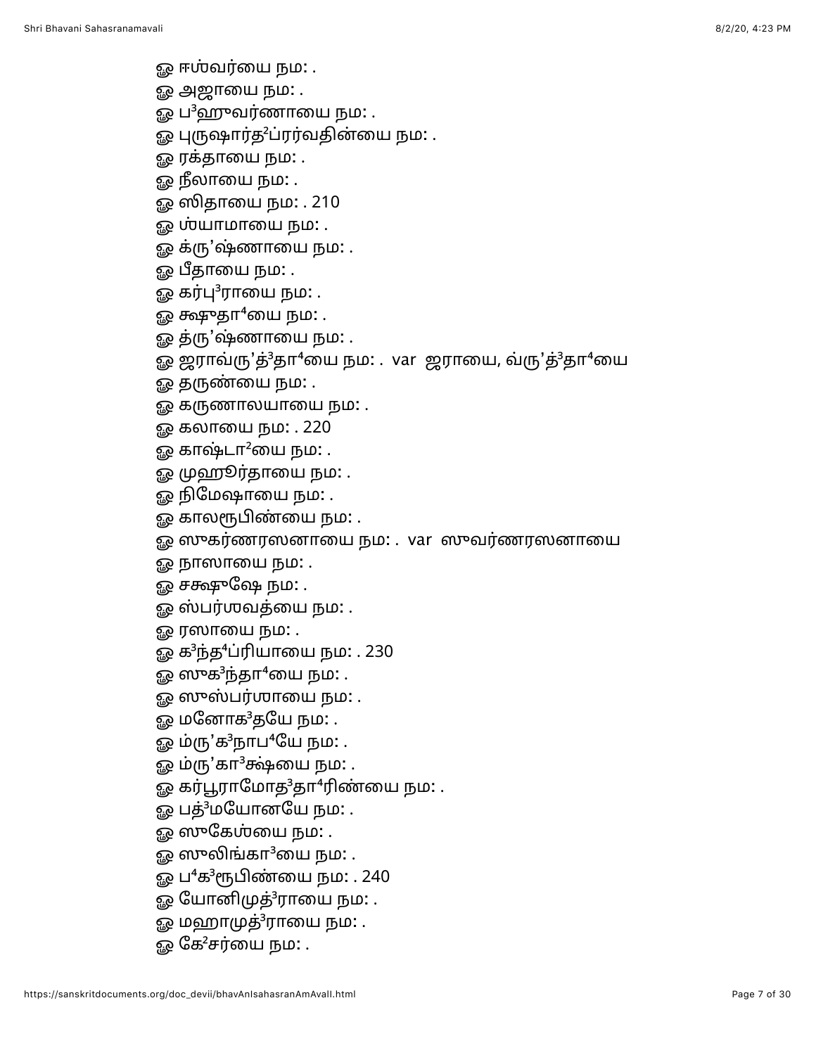ஓ ஈஶ்வர்யை நம: .

ஓ அஜாயை நம: .

ஓ ப³ஹுவர்ணாயை நம: .

ஓ புருஷார்த²ப்ரர்வதின்யை நம: .

ஓ ரக்தாயை நம: .

ஓ நீலாயை நம: .

ஓ ஸிதாயை நம: . 210

ஓ ஶ்யாமாயை நம: .

ஓ க்ரு’ஷ்ணாயை நம: .

ஓ பீதாயை நம: .

ஓ கர்பு³ராயை நம: .

ஓ க்ஷுதா⁴யை நம: .

ஓ த்ரு’ஷ்ணாயை நம: .

ஓ ஜராவ்ரு’த்³தா⁴யை நம: . var ஜராயை, வ்ரு’த்³தா⁴யை

ஓ தருண்யை நம: .

ஓ கருணாலயாயை நம: .

ஓ கலாயை நம: . 220

ஓ காஷ்டா²யை நம: .

ஓ முஹூர்தாயை நம: .

ஓ நிமேஷாயை நம: .

ஓ காலரூபிண்யை நம: .

ஓ ஸுகர்ணரஸனாயை நம: . var ஸுவர்ணரஸனாயை

ஓ நாஸாயை நம: .

ஓ சக்ஷுஷே நம: .

ஓ ஸ்பர்ஶவத்யை நம: .

ஓ ரஸாயை நம: .

ஓ க³ந்த⁴ப்ரியாயை நம: . 230

ஓ ஸுக³ந்தா⁴யை நம: .

ஓ ஸுஸ்பர்ஶாயை நம: .

ஓ மனோக³தயே நம: .

ஓ ம்ரு’க³நாப⁴யே நம: .

ஓ ம்ரு’கா³க்ஷ்யை நம: .

ஓ கர்பூராமோத³தா⁴ரிண்யை நம: .

ஓ பத்³மயோனயே நம: .

ஓ ஸுகேஶ்யை நம: .

ஓ ஸுலிங்கா³யை நம: .

ஓ ப⁴க³ரூபிண்யை நம: . 240

ஓ யோனிமுத்³ராயை நம: .

ஓ மஹாமுத்³ராயை நம: .

ஓ கே²சர்யை நம: .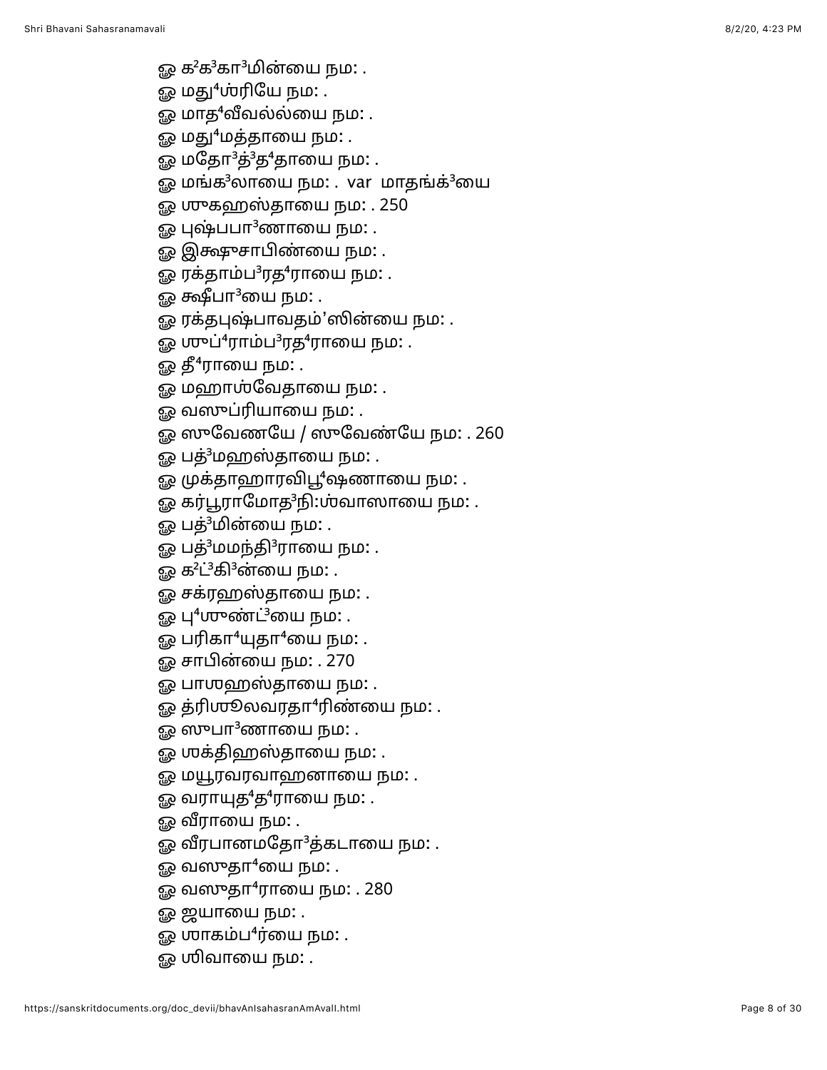ௐ க²க³கா³மின்யை நம: .
ௐ மது⁴ஶ்ரியே நம: .
ௐ மாத⁴வீவல்ல்யை நம: .
ௐ மது⁴மத்தாயை நம: .
ௐ மதோ³த்³த⁴தாயை நம: .
ௐ மங்க³லாயை நம: . var மாதங்க்³யை
ௐ ஶுகஹஸ்தாயை நம: . 250
ௐ புஷ்பபா³ணாயை நம: .
ௐ இக்ஷுசாபிண்யை நம: .
ௐ ரக்தாம்ப³ரத⁴ராயை நம: .
ௐ க்ஷீபா³யை நம: .
ௐ ரக்தபுஷ்பாவதம்’ஸின்யை நம: .
ௐ ஶுப்⁴ராம்ப³ரத⁴ராயை நம: .
ௐ தீ⁴ராயை நம: .
ௐ மஹாஶ்வேதாயை நம: .
ௐ வஸுப்ரியாயை நம: .
ௐ ஸுவேணயே / ஸுவேண்யே நம: . 260
ௐ பத்³மஹஸ்தாயை நம: .
ௐ முக்தாஹாரவிபூ⁴ஷணாயை நம: .
ௐ கர்பூராமோத³நி:ஶ்வாஸாயை நம: .
ௐ பத்³மின்யை நம: .
ௐ பத்³மமந்தி³ராயை நம: .
ௐ க²ட்³கி³ன்யை நம: .
ௐ சக்ரஹஸ்தாயை நம: .
ௐ பு⁴ஶுண்ட்³யை நம: .
ௐ பரிகா⁴யுதா⁴யை நம: .
ௐ சாபின்யை நம: . 270
ௐ பாஶஹஸ்தாயை நம: .
ௐ த்ரிஶூலவரதா⁴ரிண்யை நம: .
ௐ ஸுபா³ணாயை நம: .
ௐ ஶக்திஹஸ்தாயை நம: .
ௐ மயூரவரவாஹனாயை நம: .
ௐ வராயுத⁴த⁴ராயை நம: .
ௐ வீராயை நம: .
ௐ வீரபானமதோ³த்கடாயை நம: .
ௐ வஸுதா⁴யை நம: .
ௐ வஸுதா⁴ராயை நம: . 280
ௐ ஜயாயை நம: .
ௐ ஶாகம்ப⁴ர்யை நம: .
ௐ ஶிவாயை நம: .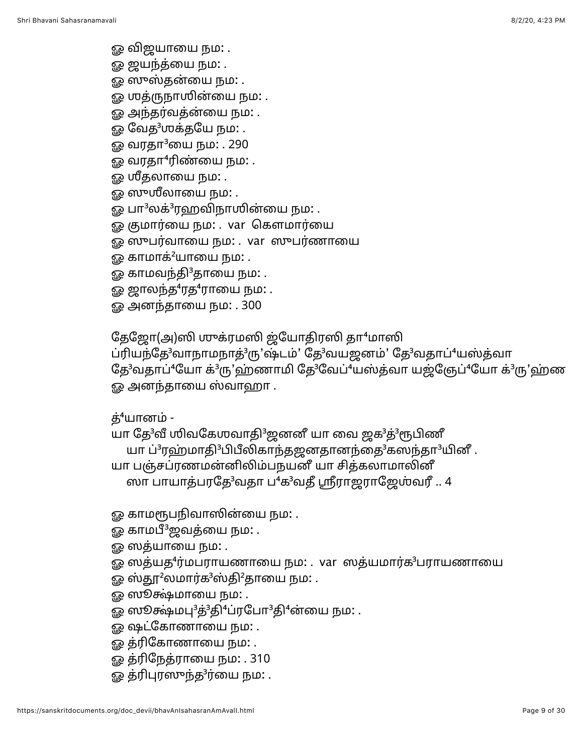ஓ விஜயாயை நம: .
ஓ ஜயந்த்யை நம: .
ஓ ஸுஸ்தன்யை நம: .
ஓ ஶத்ருநாஶின்யை நம: .
ஓ அந்தர்வத்ன்யை நம: .
ஓ வேத³ஶக்தயே நம: .
ஓ வரதா³யை நம: . 290
ஓ வரதா⁴ரிண்யை நம: .
ஓ ஶீதலாயை நம: .
ஓ ஸுஶீலாயை நம: .
ஓ பா³லக்³ரஹவிநாஶின்யை நம: .
ஓ குமார்யை நம: .  var  கௌமார்யை
ஓ ஸுபர்வாயை நம: .  var  ஸுபர்ணாயை
ஓ காமாக்²யாயை நம: .
ஓ காமவந்தி³தாயை நம: .
ஓ ஜாலந்த⁴ரத⁴ராயை நம: .
ஓ அனந்தாயை நம: . 300

தேஜோ(அ)ஸி ஶுக்ரமஸி ஜ்யோதிரஸி தா⁴மாஸி
ப்ரியந்தே³வாநாமநாத்³ரு’ஷ்டம்’ தே³வயஜனம்’ தே³வதாப்⁴யஸ்த்வா
தே³வதாப்⁴யோ க்³ரு’ஹ்ணாமி தே³வேப்⁴யஸ்த்வா யஜ்ஞேப்⁴யோ க்³ரு’ஹ்ண
ஓ அனந்தாயை ஸ்வாஹா .

த்⁴யானம் -
யா தே³வீ ஶிவகேஶவாதி³ஜனனீ யா வை ஜக³த்³ரூபிணீ
    யா ப்³ரஹ்மாதி³பிபீலிகாந்தஜனதானந்தை³கஸந்தா³யினீ .
யா பஞ்சப்ரணமன்னிலிம்பநயனீ யா சித்கலாமாலினீ
    ஸா பாயாத்பரதே³வதா ப⁴க³வதீ ஶ்ரீராஜராஜேஶ்வரீ .. 4

ஓ காமரூபநிவாஸின்யை நம: .
ஓ காமபீ³ஜவத்யை நம: .
ஓ ஸத்யாயை நம: .
ஓ ஸத்யத⁴ர்மபராயணாயை நம: .  var  ஸத்யமார்க³பராயணாயை
ஓ ஸ்தூ²லமார்க³ஸ்தி²தாயை நம: .
ஓ ஸூக்ஷ்மாயை நம: .
ஓ ஸூக்ஷ்மபு³த்³தி⁴ப்ரபோ³தி⁴ன்யை நம: .
ஓ ஷட்கோணாயை நம: .
ஓ த்ரிகோணாயை நம: .
ஓ த்ரிநேத்ராயை நம: . 310
ஓ த்ரிபுரஸுந்த³ர்யை நம: .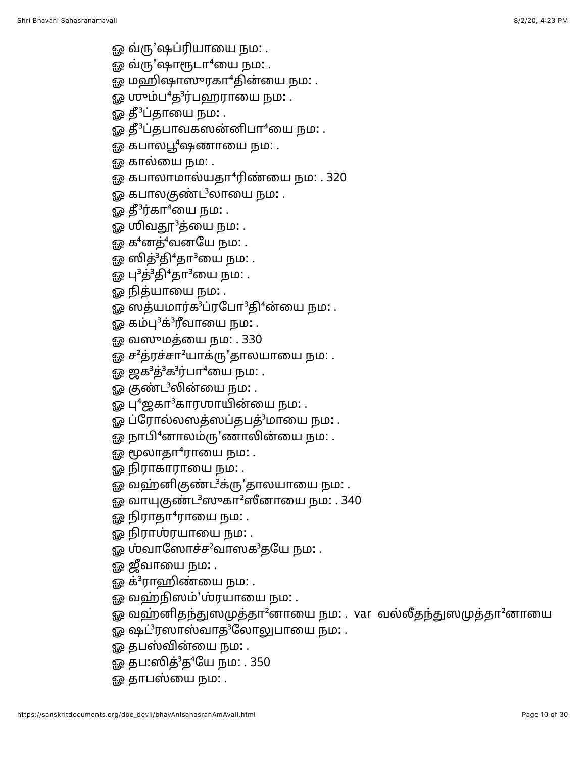ஓ வ்ரு’ஷப்ரியாயை நம: .

ஓ வ்ரு’ஷாரூடா⁴யை நம: .

ஓ மஹிஷாஸுரகா⁴தின்யை நம: .

ஓ ஶும்ப⁴த³ர்பஹராயை நம: .

ஓ தீ³ப்தாயை நம: .

ஓ தீ³ப்தபாவகஸன்னிபா⁴யை நம: .

ஓ கபாலபூ⁴ஷணாயை நம: .

ஓ கால்யை நம: .

ஓ கபாலாமால்யதா⁴ரிண்யை நம: . 320

ஓ கபாலகுண்ட³லாயை நம: .

ஓ தீ³ர்கா⁴யை நம: .

ஓ ஶிவதூ³த்யை நம: .

ஓ க⁴னத்⁴வனயே நம: .

ஓ ஸித்³தி⁴தா³யை நம: .

ஓ பு³த்³தி⁴தா³யை நம: .

ஓ நித்யாயை நம: .

ஓ ஸத்யமார்க³ப்ரபோ³தி⁴ன்யை நம: .

ஓ கம்பு³க்³ரீவாயை நம: .

ஓ வஸுமத்யை நம: . 330

ஓ ச²த்ரச்சா²யாக்ரு’தாலயாயை நம: .

ஓ ஜக³த்³க³ர்பா⁴யை நம: .

ஓ குண்ட³லின்யை நம: .

ஓ பு⁴ஜகா³காரஶாயின்யை நம: .

ஓ ப்ரோல்லஸத்ஸப்தபத்³மாயை நம: .

ஓ நாபி⁴னாலம்ரு’ணாலின்யை நம: .

ஓ மூலாதா⁴ராயை நம: .

ஓ நிராகாராயை நம: .

ஓ வஹ்னிகுண்ட³க்ரு’தாலயாயை நம: .

ஓ வாயுகுண்ட³ஸுகா²ஸீனாயை நம: . 340

ஓ நிராதா⁴ராயை நம: .

ஓ நிராஶ்ரயாயை நம: .

ஓ ஶ்வாஸோச்ச்²வாஸக³தயே நம: .

ஓ ஜீவாயை நம: .

ஓ க்³ராஹிண்யை நம: .

ஓ வஹ்நிஸம்’ஶ்ரயாயை நம: .

ஓ வஹ்னிதந்துஸமுத்தா²னாயை நம: . var வல்லீதந்துஸமுத்தா²னாயை

ஓ ஷட்³ரஸாஸ்வாத³லோலுபாயை நம: .

ஓ தபஸ்வின்யை நம: .

ஓ தப:ஸித்³த⁴யே நம: . 350

ஓ தாபஸ்யை நம: .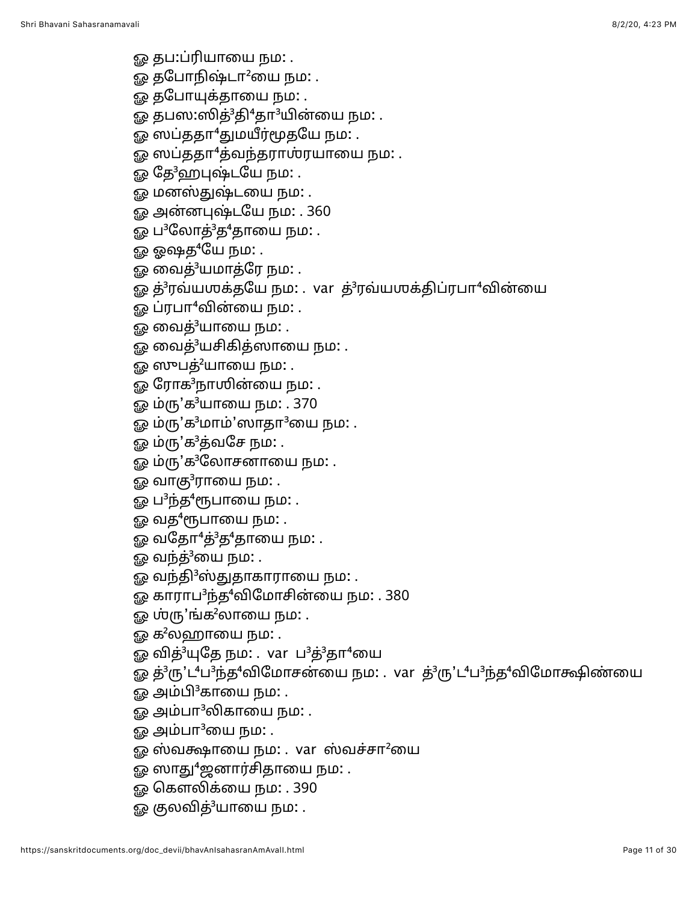ௐ தப:ப்ரியாயை நம: .
ௐ தபோநிஷ்டா²யை நம: .
ௐ தபோயுக்தாயை நம: .
ௐ தபஸ:ஸித்³தி⁴தா³யின்யை நம: .
ௐ ஸப்ததா⁴துமயீர்மூதயே நம: .
ௐ ஸப்ததா⁴த்வந்தராஶ்ரயாயை நம: .
ௐ தே³ஹபுஷ்டயே நம: .
ௐ மனஸ்துஷ்டயை நம: .
ௐ அன்னபுஷ்டயே நம: . 360
ௐ ப³லோத்³த⁴தாயை நம: .
ௐ ஓஷத⁴யே நம: .
ௐ வைத்³யமாத்ரே நம: .
ௐ த்³ரவ்யஶக்தயே நம: .  var  த்³ரவ்யஶக்திப்ரபா⁴வின்யை
ௐ ப்ரபா⁴வின்யை நம: .
ௐ வைத்³யாயை நம: .
ௐ வைத்³யசிகித்ஸாயை நம: .
ௐ ஸுபத்²யாயை நம: .
ௐ ரோக³நாஶின்யை நம: .
ௐ ம்ரு’க³யாயை நம: . 370
ௐ ம்ரு’க³மாம்’ஸாதா³யை நம: .
ௐ ம்ரு’க³த்வசே நம: .
ௐ ம்ரு’க³லோசனாயை நம: .
ௐ வாகு³ராயை நம: .
ௐ ப³ந்த⁴ரூபாயை நம: .
ௐ வத⁴ரூபாயை நம: .
ௐ வதோ⁴த்³த⁴தாயை நம: .
ௐ வந்த்³யை நம: .
ௐ வந்தி³ஸ்துதாகாராயை நம: .
ௐ காராப³ந்த⁴விமோசின்யை நம: . 380
ௐ ஶ்ரு’ங்க²லாயை நம: .
ௐ க²லஹாயை நம: .
ௐ வித்³யுதே நம: .  var  ப³த்³தா⁴யை
ௐ த்³ரு’ட⁴ப³ந்த⁴விமோசன்யை நம: .  var  த்³ரு’ட⁴ப³ந்த⁴விமோக்ஷிண்யை
ௐ அம்பி³காயை நம: .
ௐ அம்பா³லிகாயை நம: .
ௐ அம்பா³யை நம: .
ௐ ஸ்வக்ஷாயை நம: .  var  ஸ்வச்சா²யை
ௐ ஸாது⁴ஜனார்சிதாயை நம: .
ௐ கௌலிக்யை நம: . 390
ௐ குலவித்³யாயை நம: .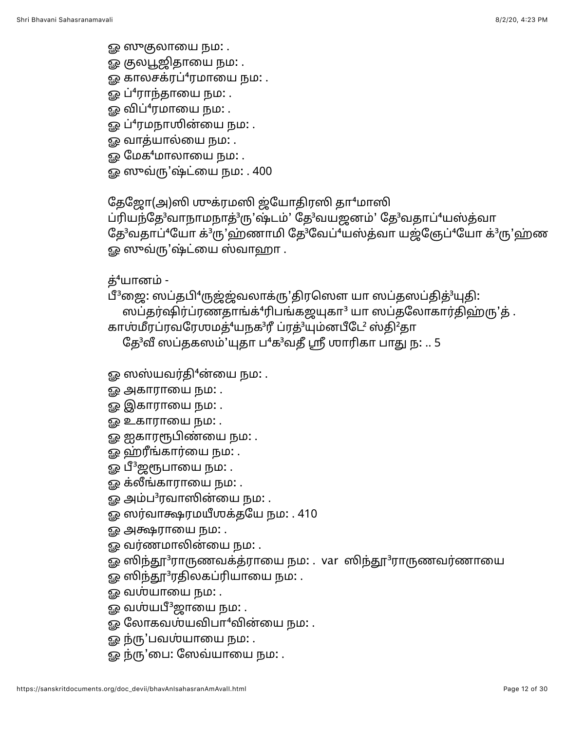ஓ ஸுகுலாயை நம: .
ஓ குலபூஜிதாயை நம: .
ஓ காலசக்ரப்⁴ரமாயை நம: .
ஓ ப்⁴ராந்தாயை நம: .
ஓ விப்⁴ரமாயை நம: .
ஓ ப்⁴ரமநாஶின்யை நம: .
ஓ வாத்யால்யை நம: .
ஓ மேக⁴மாலாயை நம: .
ஓ ஸுவ்ரு’ஷ்ட்யை நம: . 400

தேஜோ(அ)ஸி ஶுக்ரமஸி ஜ்யோதிரஸி தா⁴மாஸி
ப்ரியந்தே³வாநாமநாத்³ரு’ஷ்டம்’ தே³வயஜனம்’ தே³வதாப்⁴யஸ்த்வா
தே³வதாப்⁴யோ க்³ரு’ஹ்ணாமி தே³வேப்⁴யஸ்த்வா யஜ்ஞேப்⁴யோ க்³ரு’ஹ்ண
ஓ ஸுவ்ரு’ஷ்ட்யை ஸ்வாஹா .

த்⁴யானம் -
பீ³ஜை: ஸப்தபி⁴ருஜ்ஜ்வலாக்ரு’திரஸௌ யா ஸப்தஸப்தித்³யுதி:
ஸப்தர்ஷிர்ப்ரணதாங்க்⁴ரிபங்கஜயுகா³ யா ஸப்தலோகார்திஹ்ரு’த் .
காஶ்மீரப்ரவரேஶமத்⁴யநக³ரீ ப்ரத்³யும்னபீடே² ஸ்தி²தா
தே³வீ ஸப்தகஸம்’யுதா ப⁴க³வதீ ஶ்ரீ ஶாரிகா பாது ந: .. 5

ஓ ஸஸ்யவர்தி⁴ன்யை நம: .
ஓ அகாராயை நம: .
ஓ இகாராயை நம: .
ஓ உகாராயை நம: .
ஓ ஐகாரரூபிண்யை நம: .
ஓ ஹ்ரீங்கார்யை நம: .
ஓ பீ³ஜரூபாயை நம: .
ஓ க்லீங்காராயை நம: .
ஓ அம்ப³ரவாஸின்யை நம: .
ஓ ஸர்வாக்ஷரமயீஶக்தயே நம: . 410
ஓ அக்ஷராயை நம: .
ஓ வர்ணமாலின்யை நம: .
ஓ ஸிந்தூ³ராருணவக்த்ராயை நம: .  var  ஸிந்தூ³ராருணவர்ணாயை
ஓ ஸிந்தூ³ரதிலகப்ரியாயை நம: .
ஓ வஶ்யாயை நம: .
ஓ வஶ்யபீ³ஜாயை நம: .
ஓ லோகவஶ்யவிபா⁴வின்யை நம: .
ஓ ந்ரு’பவஶ்யாயை நம: .
ஓ ந்ரு’பை: ஸேவ்யாயை நம: .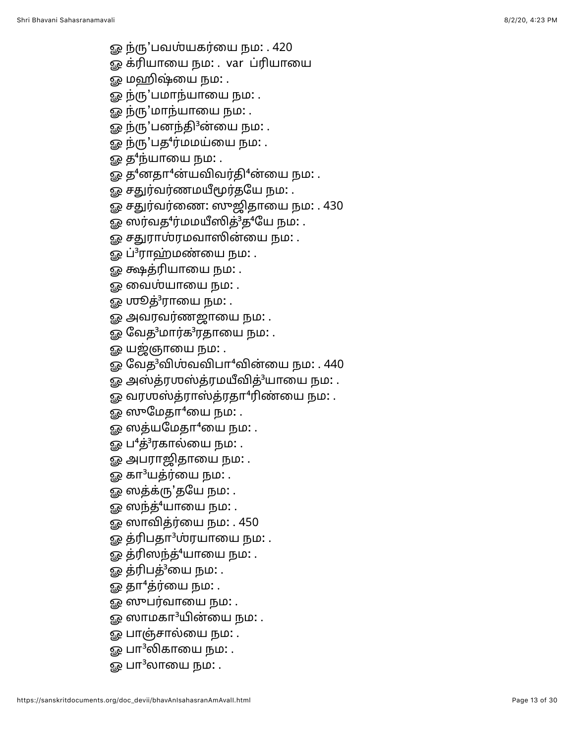ஓ ந்ரு’பவஶ்யகர்யை நம: . 420
ஓ க்ரியாயை நம: . var ப்ரியாயை
ஓ மஹிஷ்யை நம: .
ஓ ந்ரு’பமாந்யாயை நம: .
ஓ ந்ரு’மாந்யாயை நம: .
ஓ ந்ரு’பனந்தி³ன்யை நம: .
ஓ ந்ரு’பத⁴ர்மமய்யை நம: .
ஓ த⁴ந்யாயை நம: .
ஓ த⁴னதா⁴ன்யவிவர்தி⁴ன்யை நம: .
ஓ சதுர்வர்ணமயீமூர்தயே நம: .
ஓ சதுர்வர்ணை: ஸுஜிதாயை நம: . 430
ஓ ஸர்வத⁴ர்மமயீஸித்³த⁴யே நம: .
ஓ சதுராஶ்ரமவாஸின்யை நம: .
ஓ ப்³ராஹ்மண்யை நம: .
ஓ க்ஷத்ரியாயை நம: .
ஓ வைஶ்யாயை நம: .
ஓ ஶூத்³ராயை நம: .
ஓ அவரவர்ணஜாயை நம: .
ஓ வேத³மார்க³ரதாயை நம: .
ஓ யஜ்ஞாயை நம: .
ஓ வேத³விஶ்வவிபா⁴வின்யை நம: . 440
ஓ அஸ்த்ரஶஸ்த்ரமயீவித்³யாயை நம: .
ஓ வரஶஸ்த்ராஸ்த்ரதா⁴ரிண்யை நம: .
ஓ ஸுமேதா⁴யை நம: .
ஓ ஸத்யமேதா⁴யை நம: .
ஓ ப⁴த்³ரகால்யை நம: .
ஓ அபராஜிதாயை நம: .
ஓ கா³யத்ர்யை நம: .
ஓ ஸத்க்ரு’தயே நம: .
ஓ ஸந்த்⁴யாயை நம: .
ஓ ஸாவித்ர்யை நம: . 450
ஓ த்ரிபதா³ஶ்ரயாயை நம: .
ஓ த்ரிஸந்த்⁴யாயை நம: .
ஓ த்ரிபத்³யை நம: .
ஓ தா⁴த்ர்யை நம: .
ஓ ஸுபர்வாயை நம: .
ஓ ஸாமகா³யின்யை நம: .
ஓ பாஞ்சால்யை நம: .
ஓ பா³லிகாயை நம: .
ஓ பா³லாயை நம: .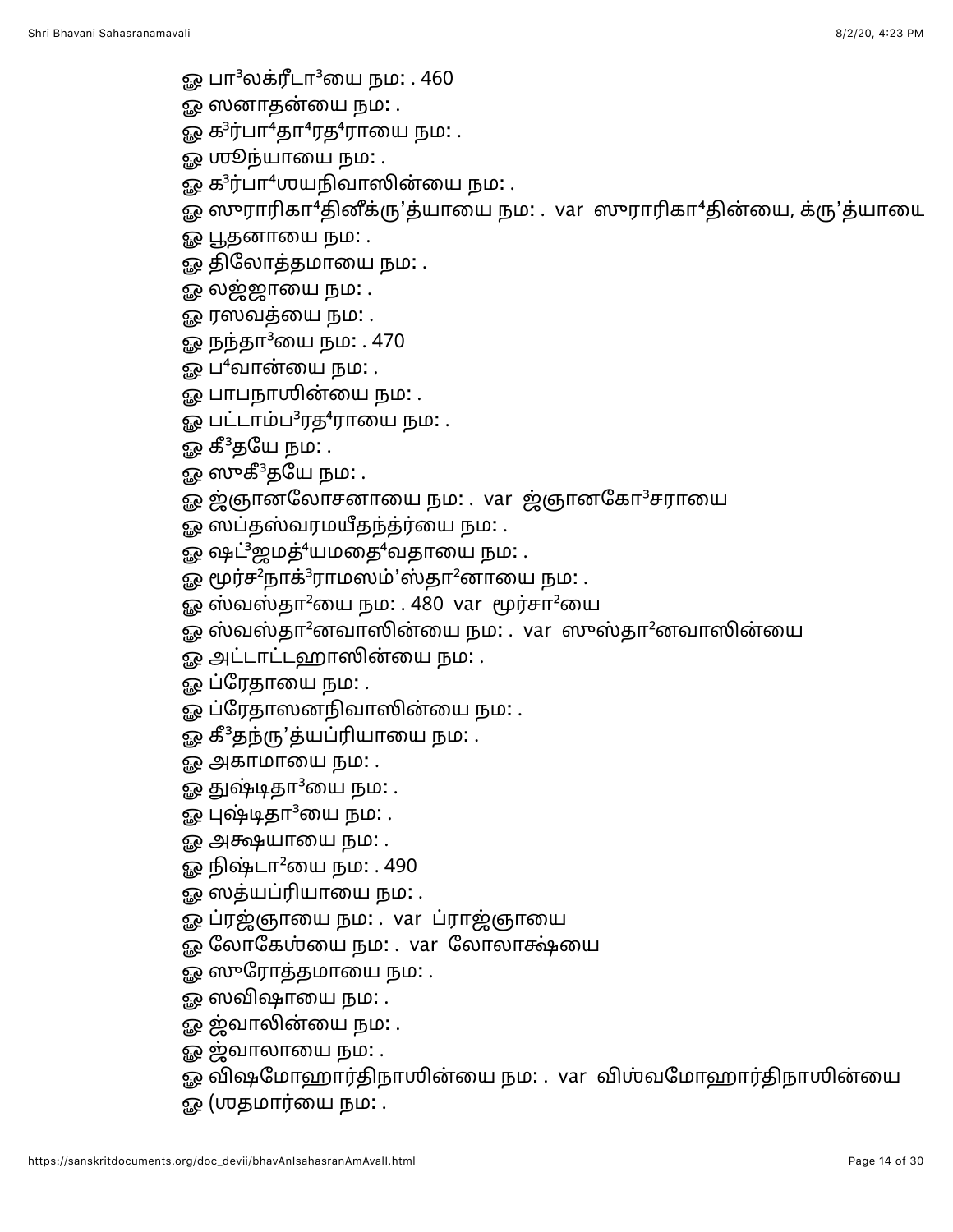ௐ பா³லக்ரீடா³யை நம: . 460

ௐ ஸனாதன்யை நம: .

ௐ க³ர்பா⁴தா⁴ரத⁴ராயை நம: .

ௐ ஶூந்யாயை நம: .

ௐ க³ர்பா⁴ஶயநிவாஸின்யை நம: .

ௐ ஸுராரிகா⁴தினீக்ரு’த்யாயை நம: . var ஸுராரிகா⁴தின்யை, க்ரு’த்யாயை

ௐ பூதனாயை நம: .

ௐ திலோத்தமாயை நம: .

ௐ லஜ்ஜாயை நம: .

ௐ ரஸவத்யை நம: .

ௐ நந்தா³யை நம: . 470

ௐ ப⁴வான்யை நம: .

ௐ பாபநாஶின்யை நம: .

ௐ பட்டாம்ப³ரத⁴ராயை நம: .

ௐ கீ³தயே நம: .

ௐ ஸுகீ³தயே நம: .

ௐ ஜ்ஞானலோசனாயை நம: . var ஜ்ஞானகோ³சராயை

ௐ ஸப்தஸ்வரமயீதந்த்ர்யை நம: .

ௐ ஷட்³ஜமத்⁴யமதை⁴வதாயை நம: .

ௐ மூர்ச²நாக்³ராமஸம்’ஸ்தா²னாயை நம: .

ௐ ஸ்வஸ்தா²யை நம: . 480 var மூர்சா²யை

ௐ ஸ்வஸ்தா²னவாஸின்யை நம: . var ஸுஸ்தா²னவாஸின்யை

ௐ அட்டாட்டஹாஸின்யை நம: .

ௐ ப்ரேதாயை நம: .

ௐ ப்ரேதாஸனநிவாஸின்யை நம: .

ௐ கீ³தந்ரு’த்யப்ரியாயை நம: .

ௐ அகாமாயை நம: .

ௐ துஷ்டிதா³யை நம: .

ௐ புஷ்டிதா³யை நம: .

ௐ அக்ஷயாயை நம: .

ௐ நிஷ்டா²யை நம: . 490

ௐ ஸத்யப்ரியாயை நம: .

ௐ ப்ரஜ்ஞாயை நம: . var ப்ராஜ்ஞாயை

ௐ லோகேஶ்யை நம: . var லோலாக்ஷ்யை

ௐ ஸுரோத்தமாயை நம: .

ௐ ஸவிஷாயை நம: .

ௐ ஜ்வாலின்யை நம: .

ௐ ஜ்வாலாயை நம: .

ௐ விஷமோஹார்திநாஶின்யை நம: . var விஶ்வமோஹார்திநாஶின்யை

ௐ ஶதமார்யை நம: .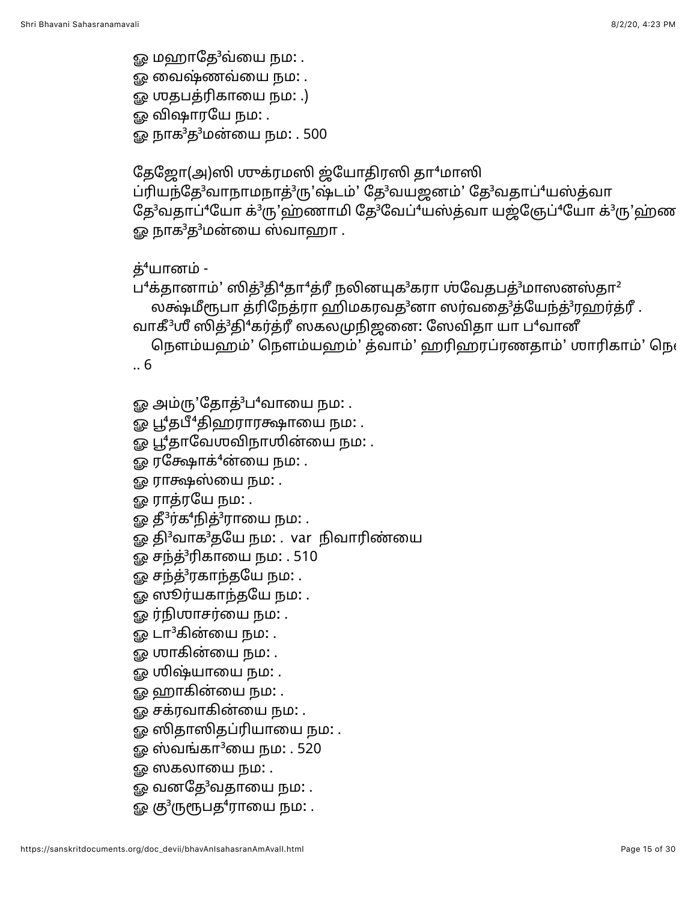ஓ மஹாதே³வ்யை நம: .
ஓ வைஷ்ணவ்யை நம: .
ஓ ஶதபத்ரிகாயை நம: .)
ஓ விஷாரயே நம: .
ஓ நாக³த³மன்யை நம: . 500

தேஜோ(அ)ஸி ஶுக்ரமஸி ஜ்யோதிரஸி தா⁴மாஸி
ப்ரியந்தே³வாநாமநாத்³ரு'ஷ்டம்' தே³வயஜனம்' தே³வதாப்⁴யஸ்த்வா
தே³வதாப்⁴யோ க்³ரு'ஹ்ணாமி தே³வேப்⁴யஸ்த்வா யஜ்ஞேப்⁴யோ க்³ரு'ஹ்ண
ஓ நாக³த³மன்யை ஸ்வாஹா .

த்⁴யானம் -
ப⁴க்தானாம்' ஸித்³தி⁴தா⁴த்ரீ நலினயுக³கரா ஶ்வேதபத்³மாஸனஸ்தா²
லக்ஷ்மீரூபா த்ரிநேத்ரா ஹிமகரவத³னா ஸர்வதை³த்யேந்த்³ரஹர்த்ரீ .
வாகீ³ஶீ ஸித்³தி⁴கர்த்ரீ ஸகலமுநிஜனை: ஸேவிதா யா ப⁴வானீ
நௌம்யஹம்' நௌம்யஹம்' த்வாம்' ஹரிஹரப்ரணதாம்' ஶாரிகாம்' நௌ
.. 6

ஓ அம்ரு'தோத்³ப⁴வாயை நம: .
ஓ பூ⁴தபீ⁴திஹராரக்ஷாயை நம: .
ஓ பூ⁴தாவேஶவிநாஶின்யை நம: .
ஓ ரக்ஷோக்⁴ன்யை நம: .
ஓ ராக்ஷஸ்யை நம: .
ஓ ராத்ரயே நம: .
ஓ தீ³ர்க⁴நித்³ராயை நம: .
ஓ தி³வாக³தயே நம: . var நிவாரிண்யை
ஓ சந்த்³ரிகாயை நம: . 510
ஓ சந்த்³ரகாந்தயே நம: .
ஓ ஸூர்யகாந்தயே நம: .
ஓ ர்நிஶாசர்யை நம: .
ஓ டா³கின்யை நம: .
ஓ ஶாகின்யை நம: .
ஓ ஶிஷ்யாயை நம: .
ஓ ஹாகின்யை நம: .
ஓ சக்ரவாகின்யை நம: .
ஓ ஸிதாஸிதப்ரியாயை நம: .
ஓ ஸ்வங்கா³யை நம: . 520
ஓ ஸகலாயை நம: .
ஓ வனதே³வதாயை நம: .
ஓ கு³ருரூபத⁴ராயை நம: .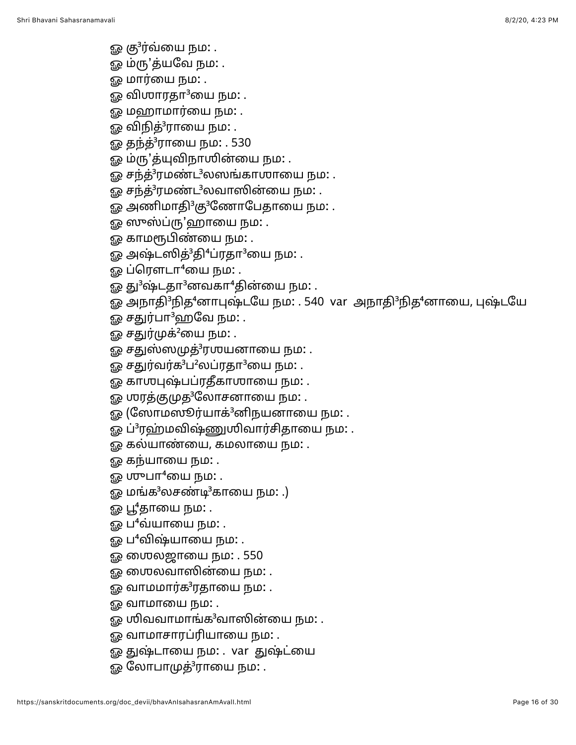ௐ கு³ர்வ்யை நம: .  
ௐ ம்ரு'த்யவே நம: .  
ௐ மார்யை நம: .  
ௐ விஶாரதா³யை நம: .  
ௐ மஹாமார்யை நம: .  
ௐ விநித்³ராயை நம: .  
ௐ தந்த்³ராயை நம: . 530  
ௐ ம்ரு'த்யுவிநாஶின்யை நம: .  
ௐ சந்த்³ரமண்ட³லஸங்காஶாயை நம: .  
ௐ சந்த்³ரமண்ட³லவாஸின்யை நம: .  
ௐ அணிமாதி³கு³ணோபேதாயை நம: .  
ௐ ஸுஸ்ப்ரு'ஹாயை நம: .  
ௐ காமரூபிண்யை நம: .  
ௐ அஷ்டஸித்³தி⁴ப்ரதா³யை நம: .  
ௐ ப்ரௌடா⁴யை நம: .  
ௐ து³ஷ்டதா³னவகா⁴தின்யை நம: .  
ௐ அநாதி³நித⁴னாபுஷ்டயே நம: . 540 var அநாதி³நித⁴னாயை, புஷ்டயே  
ௐ சதுர்பா³ஹவே நம: .  
ௐ சதுர்முக்²யை நம: .  
ௐ சதுஸ்ஸமுத்³ரஶயனாயை நம: .  
ௐ சதுர்வர்க³ப²லப்ரதா³யை நம: .  
ௐ காஶபுஷ்பப்ரதீகாஶாயை நம: .  
ௐ ஶரத்குமுத³லோசனாயை நம: .  
ௐ (ஸோமஸூர்யாக்³னிநயனாயை நம: .  
ௐ ப்³ரஹ்மவிஷ்ணுஶிவார்சிதாயை நம: .  
ௐ கல்யாண்யை, கமலாயை நம: .  
ௐ கந்யாயை நம: .  
ௐ ஶுபா⁴யை நம: .  
ௐ மங்க³லசண்டி³காயை நம: .)  
ௐ பூ⁴தாயை நம: .  
ௐ ப⁴வ்யாயை நம: .  
ௐ ப⁴விஷ்யாயை நம: .  
ௐ ஶைலஜாயை நம: . 550  
ௐ ஶைலவாஸின்யை நம: .  
ௐ வாமமார்க³ரதாயை நம: .  
ௐ வாமாயை நம: .  
ௐ ஶிவவாமாங்க³வாஸின்யை நம: .  
ௐ வாமாசாரப்ரியாயை நம: .  
ௐ துஷ்டாயை நம: . var துஷ்ட்யை  
ௐ லோபாமுத்³ராயை நம: .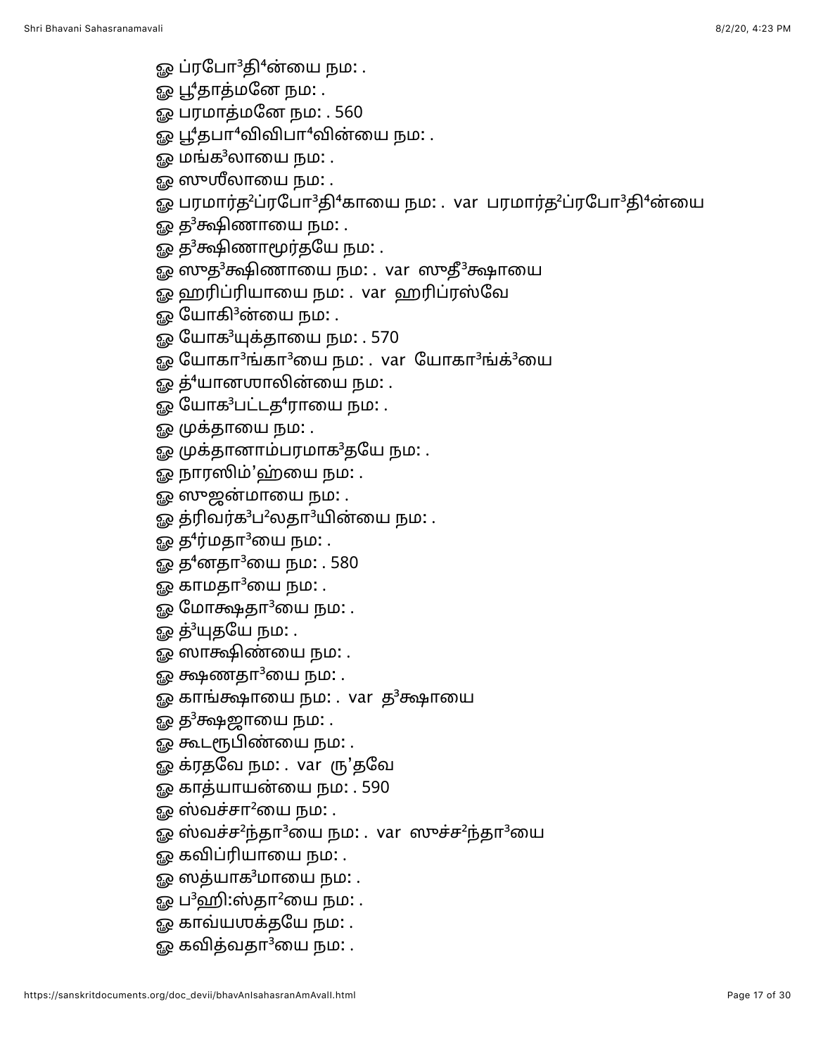ௐ ப்ரபோ³தி⁴ன்யை நம: .
ௐ பூ⁴தாத்மனே நம: .
ௐ பரமாத்மனே நம: . 560
ௐ பூ⁴தபா⁴விபா⁴வின்யை நம: .
ௐ மங்க³லாயை நம: .
ௐ ஸுஶீலாயை நம: .
ௐ பரமார்த²ப்ரபோ³தி⁴காயை நம: . var பரமார்த²ப்ரபோ³தி⁴ன்யை
ௐ த³க்ஷிணாயை நம: .
ௐ த³க்ஷிணாமூர்தயே நம: .
ௐ ஸுத³க்ஷிணாயை நம: . var ஸுதீ³க்ஷாயை
ௐ ஹரிப்ரியாயை நம: . var ஹரிப்ரஸ்வே
ௐ யோகி³ன்யை நம: .
ௐ யோக³யுக்தாயை நம: . 570
ௐ யோகா³ங்கா³யை நம: . var யோகா³ங்க்³யை
ௐ த்⁴யானஶாலின்யை நம: .
ௐ யோக³பட்டத⁴ராயை நம: .
ௐ முக்தாயை நம: .
ௐ முக்தானாம்பரமாக³தயே நம: .
ௐ நாரஸிம்’ஹ்யை நம: .
ௐ ஸுஜன்மாயை நம: .
ௐ த்ரிவர்க³ப²லதா³யின்யை நம: .
ௐ த⁴ர்மதா³யை நம: .
ௐ த⁴னதா³யை நம: . 580
ௐ காமதா³யை நம: .
ௐ மோக்ஷதா³யை நம: .
ௐ த்³யுதயே நம: .
ௐ ஸாக்ஷிண்யை நம: .
ௐ க்ஷணதா³யை நம: .
ௐ காங்க்ஷாயை நம: . var த³க்ஷாயை
ௐ த³க்ஷஜாயை நம: .
ௐ கூடரூபிண்யை நம: .
ௐ க்ரதவே நம: . var ரு’தவே
ௐ காத்யாயன்யை நம: . 590
ௐ ஸ்வச்சா²யை நம: .
ௐ ஸ்வச்ச²ந்தா³யை நம: . var ஸுச்ச²ந்தா³யை
ௐ கவிப்ரியாயை நம: .
ௐ ஸத்யாக³மாயை நம: .
ௐ ப³ஹி:ஸ்தா²யை நம: .
ௐ காவ்யஶக்தயே நம: .
ௐ கவித்வதா³யை நம: .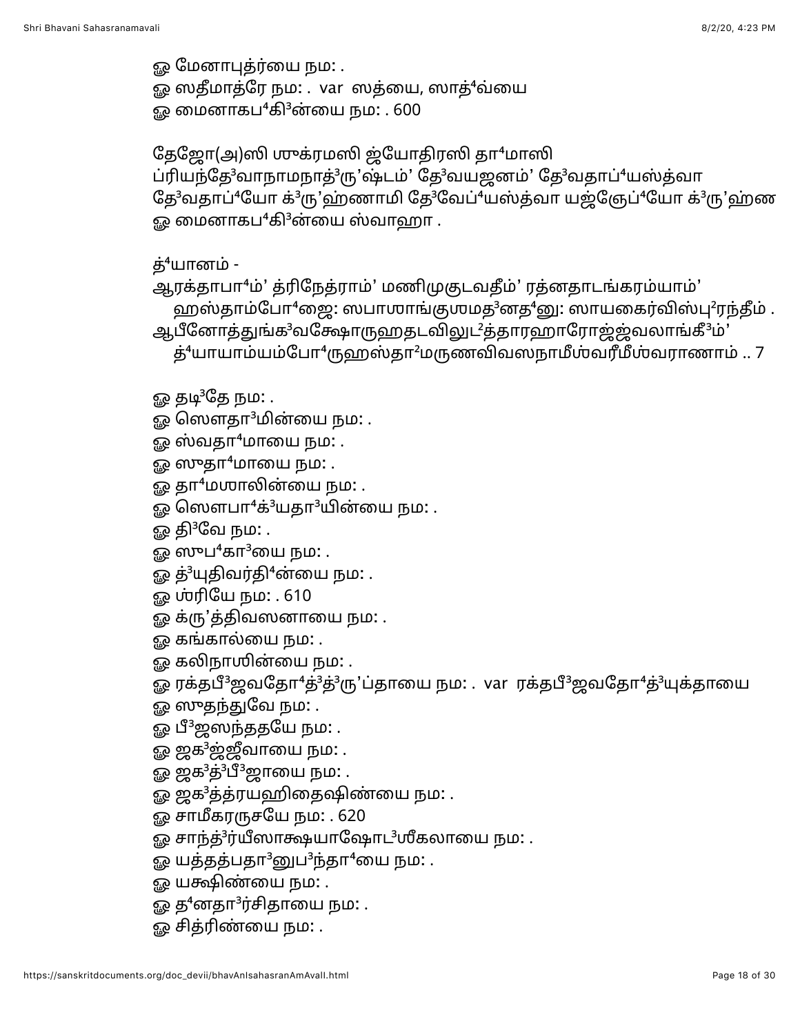ஓ மேனாபுத்ர்யை நம: .
ஓ ஸதீமாத்ரே நம: .  var  ஸத்யை, ஸாத்⁴வ்யை
ஓ மைனாகப⁴கி³ன்யை நம: . 600

தேஜோ(அ)ஸி ஶுக்ரமஸி ஜ்யோதிரஸி தா⁴மாஸி
ப்ரியந்தே³வாநாமநாத்³ரு’ஷ்டம்’ தே³வயஜனம்’ தே³வதாப்⁴யஸ்த்வா
தே³வதாப்⁴யோ க்³ரு’ஹ்ணாமி தே³வேப்⁴யஸ்த்வா யஜ்ஞேப்⁴யோ க்³ரு’ஹ்ண
ஓ மைனாகப⁴கி³ன்யை ஸ்வாஹா .

த்⁴யானம் -
ஆரக்தாபா⁴ம்’ த்ரிநேத்ராம்’ மணிமுகுடவதீம்’ ரத்னதாடங்கரம்யாம்’
ஹஸ்தாம்போ⁴ஜை: ஸபாஶாங்குஶமத³னத⁴னு: ஸாயகைர்விஸ்பு²ரந்தீம் .
ஆபீனோத்துங்க³வக்ஷோருஹதடவிலுட²த்தாரஹாரோஜ்ஜ்வலாங்கீ³ம்’
த்⁴யாயாம்யம்போ⁴ருஹஸ்தா²மருணவிவஸநாமீஶ்வரீமீஶ்வராணாம் .. 7

ஓ தடி³தே நம: .
ஓ ஸௌதா³மின்யை நம: .
ஓ ஸ்வதா⁴மாயை நம: .
ஓ ஸுதா⁴மாயை நம: .
ஓ தா⁴மஶாலின்யை நம: .
ஓ ஸௌபா⁴க்³யதா³யின்யை நம: .
ஓ தி³வே நம: .
ஓ ஸுப⁴கா³யை நம: .
ஓ த்³யுதிவர்தி⁴ன்யை நம: .
ஓ ஶ்ரியே நம: . 610
ஓ க்ரு’த்திவஸனாயை நம: .
ஓ கங்கால்யை நம: .
ஓ கலிநாஶின்யை நம: .
ஓ ரக்தபீ³ஜவதோ⁴த்³த்³ரு’ப்தாயை நம: .  var  ரக்தபீ³ஜவதோ⁴த்³யுக்தாயை
ஓ ஸுதந்துவே நம: .
ஓ பீ³ஜஸந்ததயே நம: .
ஓ ஜக³ஜ்ஜீவாயை நம: .
ஓ ஜக³த்³பீ³ஜாயை நம: .
ஓ ஜக³த்த்ரயஹிதைஷிண்யை நம: .
ஓ சாமீகரருசயே நம: . 620
ஓ சாந்த்³ர்யீஸாக்ஷயாஷோட³ஶீகலாயை நம: .
ஓ யத்தத்பதா³னுப³ந்தா⁴யை நம: .
ஓ யக்ஷிண்யை நம: .
ஓ த⁴னதா³ர்சிதாயை நம: .
ஓ சித்ரிண்யை நம: .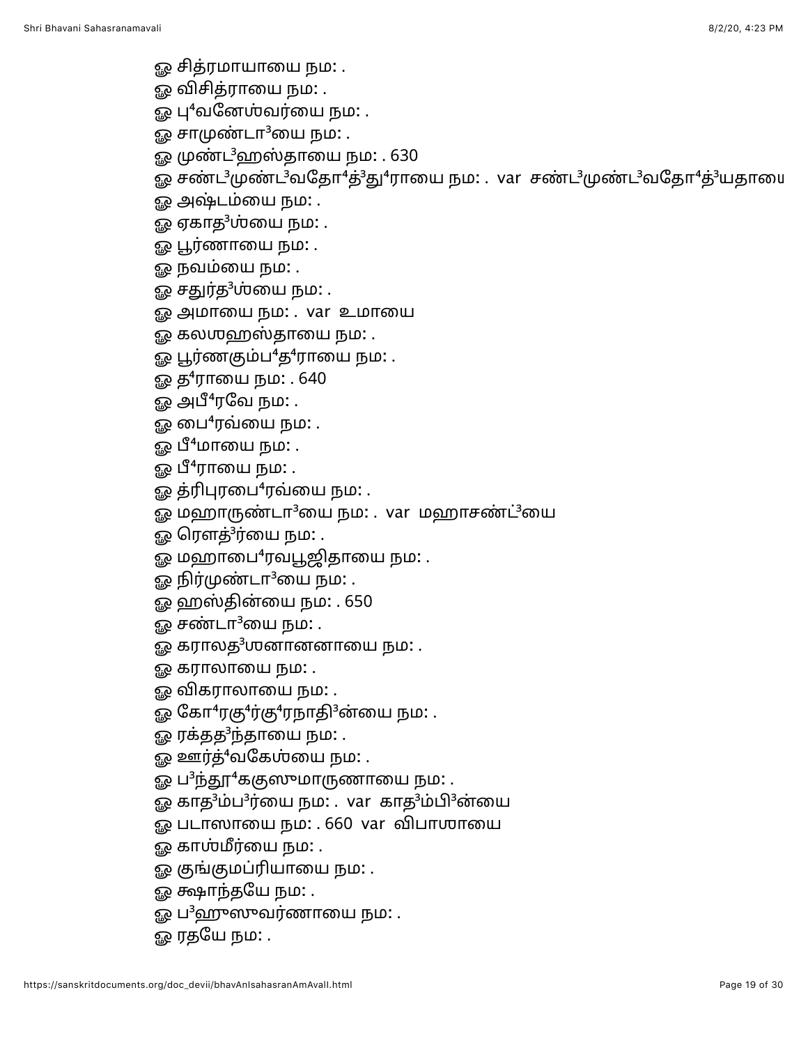ௐ சித்ரமாயாயை நம: .  
ௐ விசித்ராயை நம: .  
ௐ பு⁴வனேஶ்வர்யை நம: .  
ௐ சாமுண்டா³யை நம: .  
ௐ முண்ட³ஹஸ்தாயை நம: . 630  
ௐ சண்ட³முண்ட³வதோ⁴த்³து⁴ராயை நம: .  var  சண்ட³முண்ட³வதோ⁴த்³யதாயை  
ௐ அஷ்டம்யை நம: .  
ௐ ஏகாத³ஶ்யை நம: .  
ௐ பூர்ணாயை நம: .  
ௐ நவம்யை நம: .  
ௐ சதுர்த³ஶ்யை நம: .  
ௐ அமாயை நம: .  var  உமாயை  
ௐ கலஶஹஸ்தாயை நம: .  
ௐ பூர்ணகும்ப⁴த⁴ராயை நம: .  
ௐ த⁴ராயை நம: . 640  
ௐ அபீ⁴ரவே நம: .  
ௐ பை⁴ரவ்யை நம: .  
ௐ பீ⁴மாயை நம: .  
ௐ பீ⁴ராயை நம: .  
ௐ த்ரிபுரபை⁴ரவ்யை நம: .  
ௐ மஹாருண்டா³யை நம: .  var  மஹாசண்ட்³யை  
ௐ ரௌத்³ர்யை நம: .  
ௐ மஹாபை⁴ரவபூஜிதாயை நம: .  
ௐ நிர்முண்டா³யை நம: .  
ௐ ஹஸ்தின்யை நம: . 650  
ௐ சண்டா³யை நம: .  
ௐ கராலத³ஶனானனாயை நம: .  
ௐ கராலாயை நம: .  
ௐ விகராலாயை நம: .  
ௐ கோ⁴ரகு⁴ர்கு⁴ரநாதி³ன்யை நம: .  
ௐ ரக்தத³ந்தாயை நம: .  
ௐ ஊர்த்⁴வகேஶ்யை நம: .  
ௐ ப³ந்தூ⁴ககுஸுமாருணாயை நம: .  
ௐ காத³ம்ப³ர்யை நம: .  var  காத³ம்பி³ன்யை  
ௐ படாஸாயை நம: . 660  var  விபாஶாயை  
ௐ காஶ்மீர்யை நம: .  
ௐ குங்குமப்ரியாயை நம: .  
ௐ க்ஷாந்தயே நம: .  
ௐ ப³ஹுஸுவர்ணாயை நம: .  
ௐ ரதயே நம: .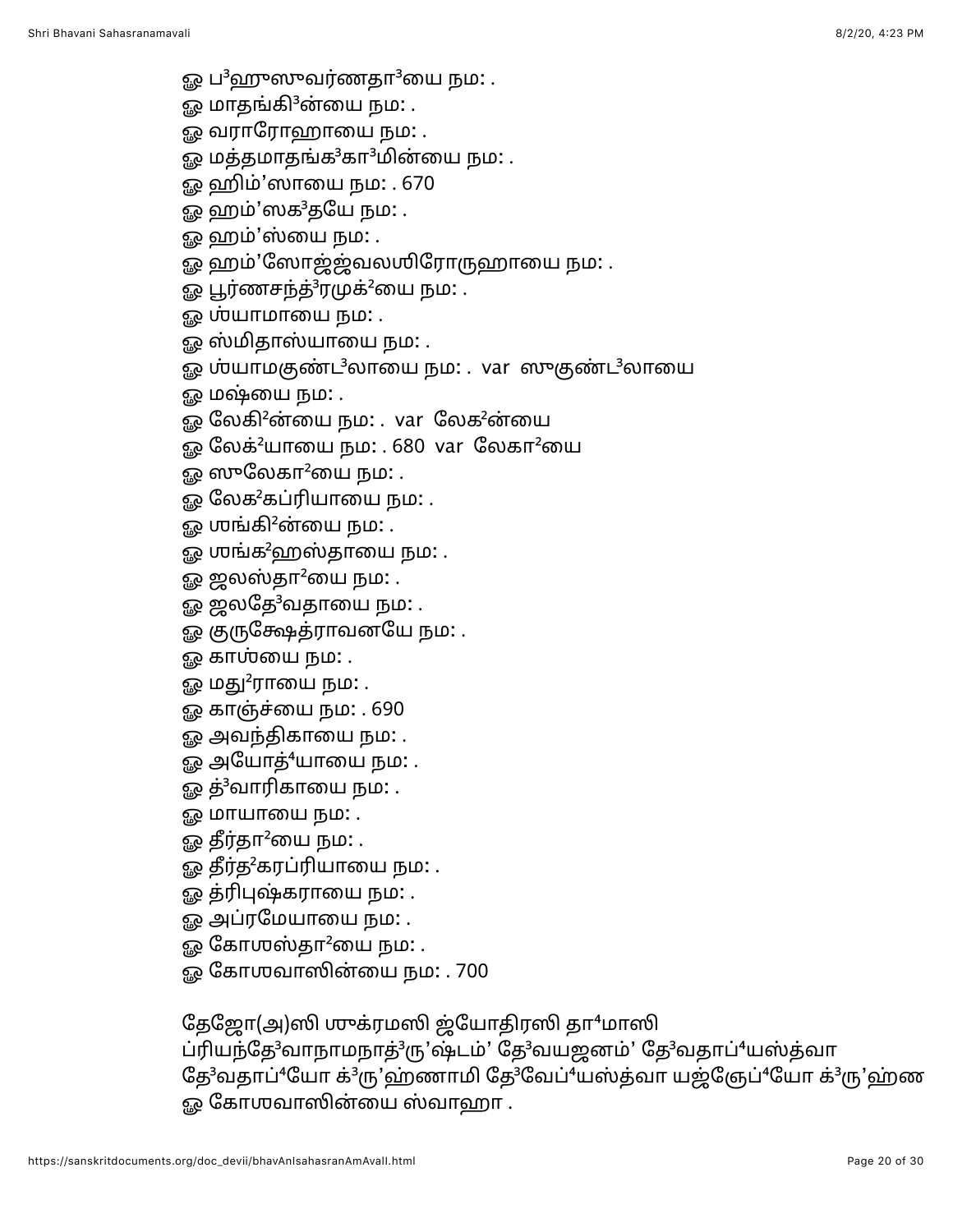ௐ ப³ஹுஸுவர்ணதா³யை நம: .
ௐ மாதங்கி³ன்யை நம: .
ௐ வராரோஹாயை நம: .
ௐ மத்தமாதங்க³கா³மின்யை நம: .
ௐ ஹிம்’ஸாயை நம: . 670
ௐ ஹம்’ஸக³தயே நம: .
ௐ ஹம்’ஸ்யை நம: .
ௐ ஹம்’ஸோஜ்ஜ்வலஶிரோருஹாயை நம: .
ௐ பூர்ணசந்த்³ரமுக்²யை நம: .
ௐ ஶ்யாமாயை நம: .
ௐ ஸ்மிதாஸ்யாயை நம: .
ௐ ஶ்யாமகுண்ட³லாயை நம: . var ஸுகுண்ட³லாயை
ௐ மஷ்யை நம: .
ௐ லேகி²ன்யை நம: . var லேக²ன்யை
ௐ லேக்²யாயை நம: . 680 var லேகா²யை
ௐ ஸுலேகா²யை நம: .
ௐ லேக²கப்ரியாயை நம: .
ௐ ஶங்கி²ன்யை நம: .
ௐ ஶங்க²ஹஸ்தாயை நம: .
ௐ ஜலஸ்தா²யை நம: .
ௐ ஜலதே³வதாயை நம: .
ௐ குருக்ஷேத்ராவனயே நம: .
ௐ காஶ்யை நம: .
ௐ மது²ராயை நம: .
ௐ காஞ்ச்யை நம: . 690
ௐ அவந்திகாயை நம: .
ௐ அயோத்⁴யாயை நம: .
ௐ த்³வாரிகாயை நம: .
ௐ மாயாயை நம: .
ௐ தீர்தா²யை நம: .
ௐ தீர்த²கரப்ரியாயை நம: .
ௐ த்ரிபுஷ்கராயை நம: .
ௐ அப்ரமேயாயை நம: .
ௐ கோஶஸ்தா²யை நம: .
ௐ கோஶவாஸின்யை நம: . 700

தேஜோ(அ)ஸி ஶுக்ரமஸி ஜ்யோதிரஸி தா⁴மாஸி
ப்ரியந்தே³வாநாமநாத்³ரு’ஷ்டம்’ தே³வயஜனம்’ தே³வதாப்⁴யஸ்த்வா
தே³வதாப்⁴யோ க்³ரு’ஹ்ணாமி தே³வேப்⁴யஸ்த்வா யஜ்ஞேப்⁴யோ க்³ரு’ஹ்ண
ௐ கோஶவாஸின்யை ஸ்வாஹா .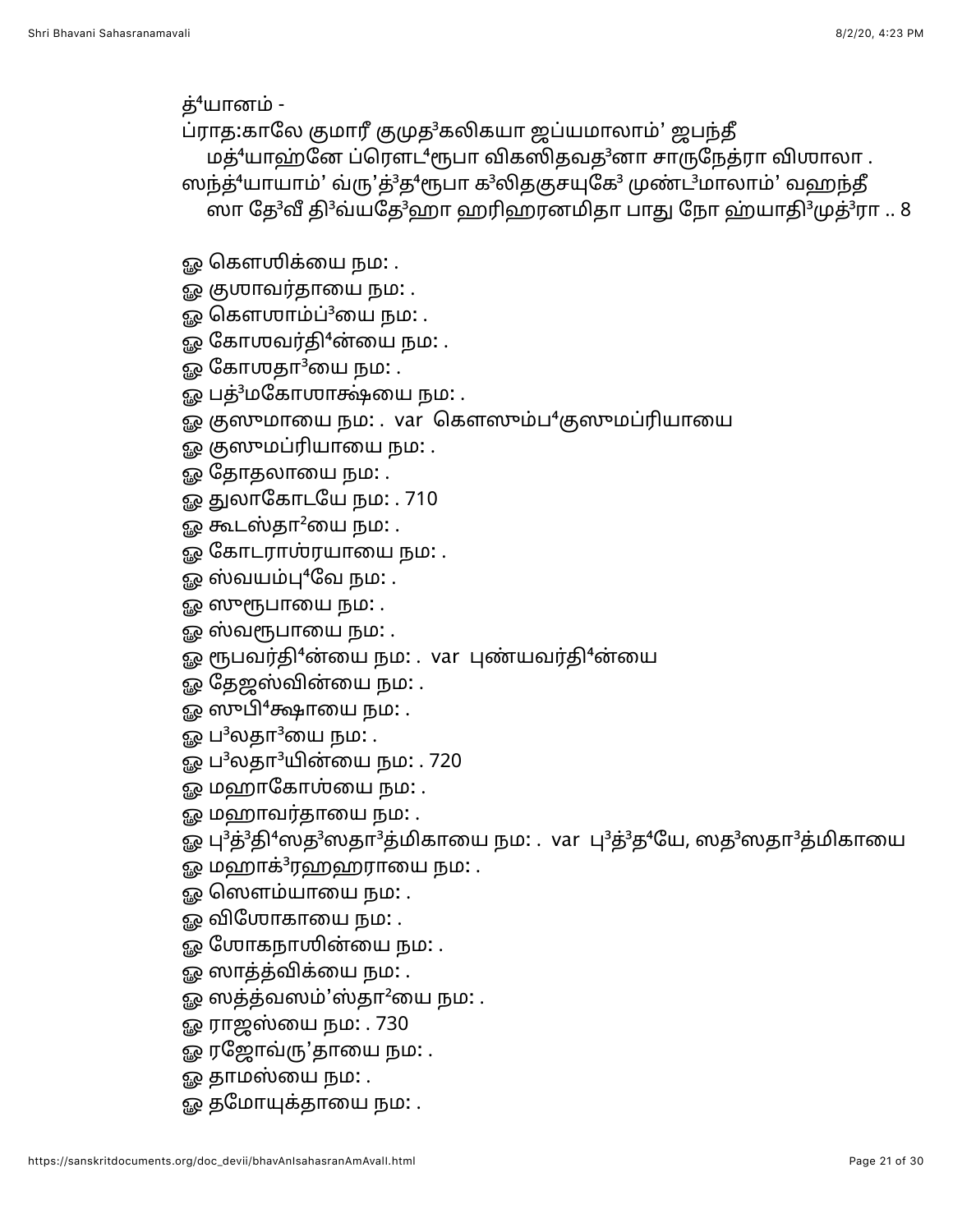த்⁴யானம் -

ப்ராத:காலே குமாரீ குமுத³கலிகயா ஜப்யமாலாம்' ஜபந்தீ
 மத்⁴யாஹ்னே ப்ரௌட⁴ரூபா விகஸிதவத³னா சாருநேத்ரா விஶாலா .
ஸந்த்⁴யாயாம்' வ்ரு'த்³த⁴ரூபா க³லிதகுசயுகே³ முண்ட³மாலாம்' வஹந்தீ
 ஸா தே³வீ தி³வ்யதே³ஹா ஹரிஹரனமிதா பாது நோ ஹ்யாதி³முத்³ரா .. 8

ஓ கௌஶிக்யை நம: .
ஓ குஶாவர்தாயை நம: .
ஓ கௌஶாம்ப³யை நம: .
ஓ கோஶவர்தி⁴ன்யை நம: .
ஓ கோஶதா³யை நம: .
ஓ பத்³மகோஶாக்ஷ்யை நம: .
ஓ குஸுமாயை நம: . var கௌஸும்ப⁴குஸுமப்ரியாயை
ஓ குஸுமப்ரியாயை நம: .
ஓ தோதலாயை நம: .
ஓ துலாகோடயே நம: . 710
ஓ கூடஸ்தா²யை நம: .
ஓ கோடராஶ்ரயாயை நம: .
ஓ ஸ்வயம்பு⁴வே நம: .
ஓ ஸுரூபாயை நம: .
ஓ ஸ்வரூபாயை நம: .
ஓ ரூபவர்தி⁴ன்யை நம: . var புண்யவர்தி⁴ன்யை
ஓ தேஜஸ்வின்யை நம: .
ஓ ஸுபி⁴க்ஷாயை நம: .
ஓ ப³லதா³யை நம: .
ஓ ப³லதா³யின்யை நம: . 720
ஓ மஹாகோஶ்யை நம: .
ஓ மஹாவர்தாயை நம: .
ஓ பு³த்³தி⁴ஸத³ஸதா³த்மிகாயை நம: . var பு³த்³த⁴யே, ஸத³ஸதா³த்மிகாயை
ஓ மஹாக்³ரஹஹராயை நம: .
ஓ ஸௌம்யாயை நம: .
ஓ விஶோகாயை நம: .
ஓ ஶோகநாஶின்யை நம: .
ஓ ஸாத்த்விக்யை நம: .
ஓ ஸத்த்வஸம்'ஸ்தா²யை நம: .
ஓ ராஜஸ்யை நம: . 730
ஓ ரஜோவ்ரு'தாயை நம: .
ஓ தாமஸ்யை நம: .
ஓ தமோயுக்தாயை நம: .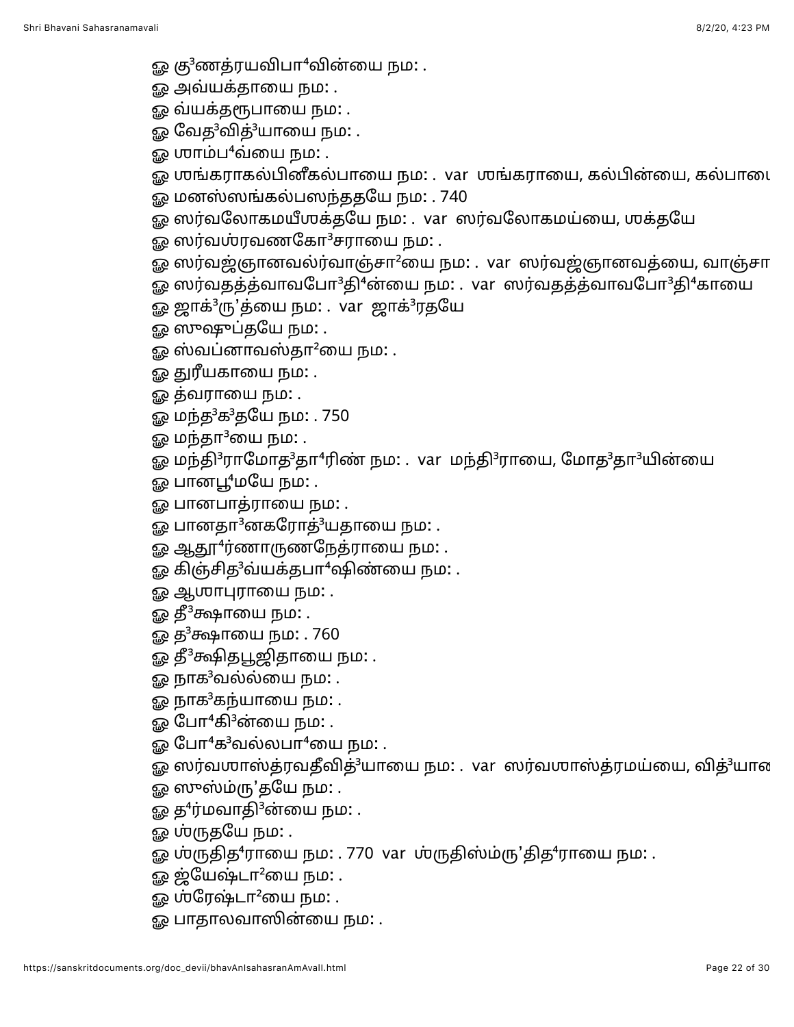ௐ கு³ணத்ரயவிபா⁴வின்யை நம: .
ௐ அவ்யக்தாயை நம: .
ௐ வ்யக்தரூபாயை நம: .
ௐ வேத³வித்³யாயை நம: .
ௐ ஶாம்ப⁴வ்யை நம: .
ௐ ஶங்கராகல்பினீகல்பாயை நம: .  var  ஶங்கராயை, கல்பின்யை, கல்பாயை
ௐ மனஸ்ஸங்கல்பஸந்ததயே நம: . 740
ௐ ஸர்வலோகமயீஶக்தயே நம: .  var  ஸர்வலோகமய்யை, ஶக்தயே
ௐ ஸர்வஶ்ரவணகோ³சராயை நம: .
ௐ ஸர்வஜ்ஞானவல்ர்வாஞ்சா²யை நம: .  var  ஸர்வஜ்ஞானவத்யை, வாஞ்சா
ௐ ஸர்வதத்த்வாவபோ³தி⁴ன்யை நம: .  var  ஸர்வதத்த்வாவபோ³தி⁴காயை
ௐ ஜாக்³ரு'த்யை நம: .  var  ஜாக்³ரதயே
ௐ ஸுஷுப்தயே நம: .
ௐ ஸ்வப்னாவஸ்தா²யை நம: .
ௐ துரீயகாயை நம: .
ௐ த்வராயை நம: .
ௐ மந்த³க³தயே நம: . 750
ௐ மந்தா³யை நம: .
ௐ மந்தி³ராமோத³தா⁴ரிண் நம: .  var  மந்தி³ராயை, மோத³தா³யின்யை
ௐ பானபூ⁴மயே நம: .
ௐ பானபாத்ராயை நம: .
ௐ பானதா³னகரோத்³யதாயை நம: .
ௐ ஆதூ⁴ர்ணாருணநேத்ராயை நம: .
ௐ கிஞ்சித³வ்யக்தபா⁴ஷிண்யை நம: .
ௐ ஆஶாபுராயை நம: .
ௐ தீ³க்ஷாயை நம: .
ௐ த³க்ஷாயை நம: . 760
ௐ தீ³க்ஷிதபூஜிதாயை நம: .
ௐ நாக³வல்ல்யை நம: .
ௐ நாக³கந்யாயை நம: .
ௐ போ⁴கி³ன்யை நம: .
ௐ போ⁴க³வல்லபா⁴யை நம: .
ௐ ஸர்வஶாஸ்த்ரவதீவித்³யாயை நம: .  var  ஸர்வஶாஸ்த்ரமய்யை, வித்³யாயை
ௐ ஸுஸ்ம்ரு'தயே நம: .
ௐ த⁴ர்மவாதி³ன்யை நம: .
ௐ ஶ்ருதயே நம: .
ௐ ஶ்ருதித⁴ராயை நம: . 770  var  ஶ்ருதிஸ்ம்ரு'தித⁴ராயை நம: .
ௐ ஜ்யேஷ்டா²யை நம: .
ௐ ஶ்ரேஷ்டா²யை நம: .
ௐ பாதாலவாஸின்யை நம: .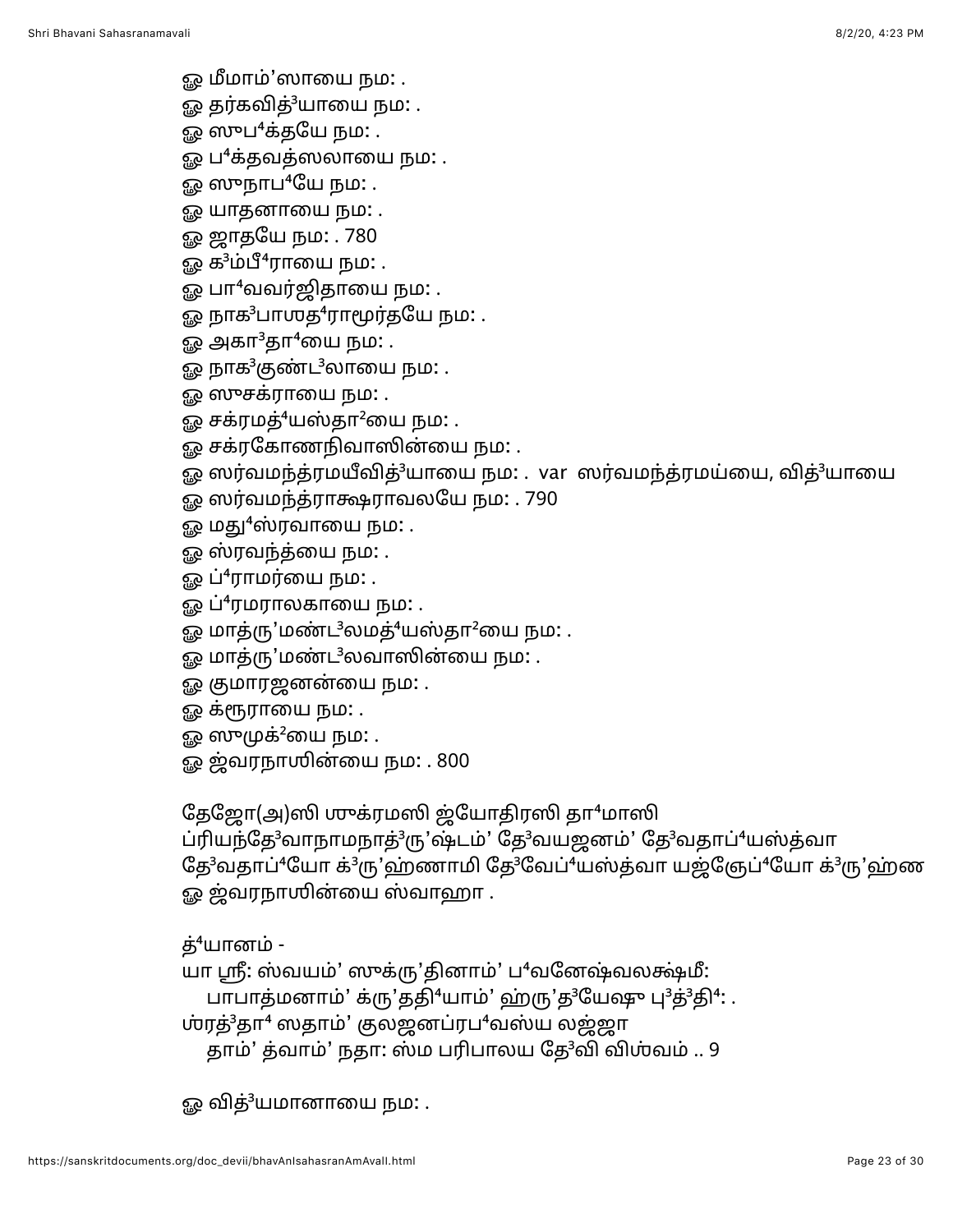ஓ மீமாம்'ஸாயை நம: .
ஓ தர்கவித்³யாயை நம: .
ஓ ஸுப⁴க்தயே நம: .
ஓ ப⁴க்தவத்ஸலாயை நம: .
ஓ ஸுநாப⁴யே நம: .
ஓ யாதனாயை நம: .
ஓ ஜாதயே நம: . 780
ஓ க³ம்பீ⁴ராயை நம: .
ஓ பா⁴வவர்ஜிதாயை நம: .
ஓ நாக³பாஶத⁴ராமூர்தயே நம: .
ஓ அகா³தா⁴யை நம: .
ஓ நாக³குண்ட³லாயை நம: .
ஓ ஸுசக்ராயை நம: .
ஓ சக்ரமத்⁴யஸ்தா²யை நம: .
ஓ சக்ரகோணநிவாஸின்யை நம: .
ஓ ஸர்வமந்த்ரமயீவித்³யாயை நம: . var ஸர்வமந்த்ரமய்யை, வித்³யாயை
ஓ ஸர்வமந்த்ராக்ஷராவலயே நம: . 790
ஓ மது⁴ஸ்ரவாயை நம: .
ஓ ஸ்ரவந்த்யை நம: .
ஓ ப்⁴ராமர்யை நம: .
ஓ ப்⁴ரமராலகாயை நம: .
ஓ மாத்ரு'மண்ட³லமத்⁴யஸ்தா²யை நம: .
ஓ மாத்ரு'மண்ட³லவாஸின்யை நம: .
ஓ குமாரஜனன்யை நம: .
ஓ க்ரூராயை நம: .
ஓ ஸுமுக்²யை நம: .
ஓ ஜ்வரநாஶின்யை நம: . 800

தேஜோ(அ)ஸி ஶுக்ரமஸி ஜ்யோதிரஸி தா⁴மாஸி
ப்ரியந்தே³வாநாமநாத்³ரு'ஷ்டம்' தே³வயஜனம்' தே³வதாப்⁴யஸ்த்வா
தே³வதாப்⁴யோ க்³ரு'ஹ்ணாமி தே³வேப்⁴யஸ்த்வா யஜ்ஞேப்⁴யோ க்³ரு'ஹ்ண
ஓ ஜ்வரநாஶின்யை ஸ்வாஹா .

த்⁴யானம் -
யா ஶ்ரீ: ஸ்வயம்' ஸுக்ரு'தினாம்' ப⁴வனேஷ்வலக்ஷ்மீ:
 பாபாத்மனாம்' க்ரு'ததி⁴யாம்' ஹ்ரு'த³யேஷு பு³த்³தி⁴: .
ஶ்ரத்³தா⁴ ஸதாம்' குலஜனப்ரப⁴வஸ்ய லஜ்ஜா
 தாம்' த்வாம்' நதா: ஸ்ம பரிபாலய தே³வி விஶ்வம் .. 9

ஓ வித்³யமானாயை நம: .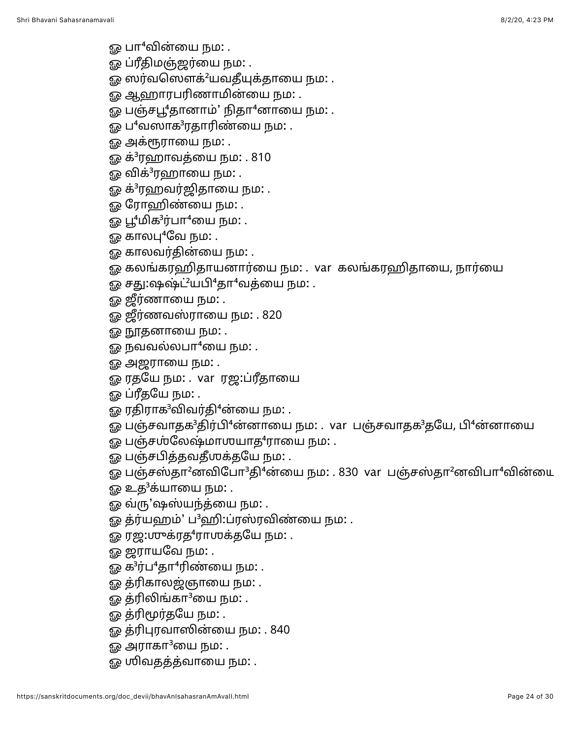ஓ பா⁴வின்யை நம: .
ஓ ப்ரீதிமஞ்ஜர்யை நம: .
ஓ ஸர்வஸௌக்²யவதீயுக்தாயை நம: .
ஓ ஆஹாரபரிணாமின்யை நம: .
ஓ பஞ்சபூ⁴தானாம்’ நிதா⁴னாயை நம: .
ஓ ப⁴வஸாக³ரதாரிண்யை நம: .
ஓ அக்ரூராயை நம: .
ஓ க்³ரஹாவத்யை நம: . 810
ஓ விக்³ரஹாயை நம: .
ஓ க்³ரஹவர்ஜிதாயை நம: .
ஓ ரோஹிண்யை நம: .
ஓ பூ⁴மிக³ர்பா⁴யை நம: .
ஓ காலபு⁴வே நம: .
ஓ காலவர்தின்யை நம: .
ஓ கலங்கரஹிதாயனார்யை நம: . var கலங்கரஹிதாயை, நார்யை
ஓ சது:ஷஷ்ட்²யபி⁴தா⁴வத்யை நம: .
ஓ ஜீர்ணாயை நம: .
ஓ ஜீர்ணவஸ்ராயை நம: . 820
ஓ நூதனாயை நம: .
ஓ நவவல்லபா⁴யை நம: .
ஓ அஜராயை நம: .
ஓ ரதயே நம: . var ரஜ:ப்ரீதாயை
ஓ ப்ரீதயே நம: .
ஓ ரதிராக³விவர்தி⁴ன்யை நம: .
ஓ பஞ்சவாதக³திர்பி⁴ன்னாயை நம: . var பஞ்சவாதக³தயே, பி⁴ன்னாயை
ஓ பஞ்சஶ்லேஷ்மாஶயாத⁴ராயை நம: .
ஓ பஞ்சபித்தவதீஶக்தயே நம: .
ஓ பஞ்சஸ்தா²னவிபோ³தி⁴ன்யை நம: . 830 var பஞ்சஸ்தா²னவிபா⁴வின்யை
ஓ உத³க்யாயை நம: .
ஓ வ்ரு’ஷஸ்யந்த்யை நம: .
ஓ த்ர்யஹம்’ ப³ஹி:ப்ரஸ்ரவிண்யை நம: .
ஓ ரஜ:ஶுக்ரத⁴ராஶக்தயே நம: .
ஓ ஜராயவே நம: .
ஓ க³ர்ப⁴தா⁴ரிண்யை நம: .
ஓ த்ரிகாலஜ்ஞாயை நம: .
ஓ த்ரிலிங்கா³யை நம: .
ஓ த்ரிமூர்தயே நம: .
ஓ த்ரிபுரவாஸின்யை நம: . 840
ஓ அராகா³யை நம: .
ஓ ஶிவதத்த்வாயை நம: .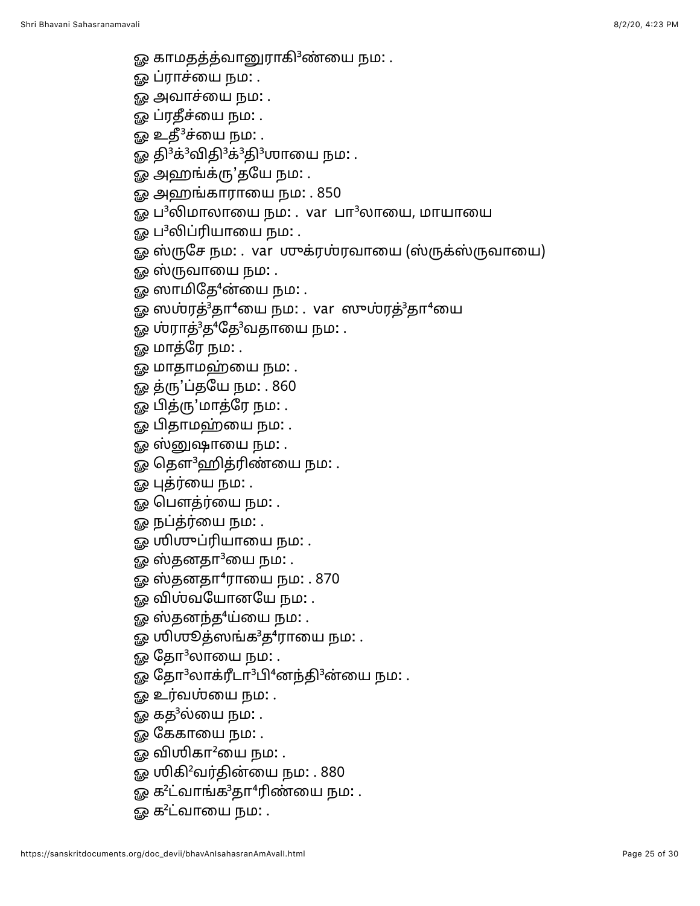ஓ காமதத்த்வானுராகி³ண்யை நம: .

ஓ ப்ராச்யை நம: .

ஓ அவாச்யை நம: .

ஓ ப்ரதீச்யை நம: .

ஓ உதீ³ச்யை நம: .

ஓ தி³க்³விதி³க்³தி³ஶாயை நம: .

ஓ அஹங்க்ரு’தயே நம: .

ஓ அஹங்காராயை நம: . 850

ஓ ப³லிமாலாயை நம: . var பா³லாயை, மாயாயை

ஓ ப³லிப்ரியாயை நம: .

ஓ ஸ்ருசே நம: . var ஶுக்ரஶ்ரவாயை (ஸ்ருக்ஸ்ருவாயை)

ஓ ஸ்ருவாயை நம: .

ஓ ஸாமிதே⁴ன்யை நம: .

ஓ ஸஶ்ரத்³தா⁴யை நம: . var ஸுஶ்ரத்³தா⁴யை

ஓ ஶ்ராத்³த⁴தே³வதாயை நம: .

ஓ மாத்ரே நம: .

ஓ மாதாமஹ்யை நம: .

ஓ த்ரு’ப்தயே நம: . 860

ஓ பித்ரு’மாத்ரே நம: .

ஓ பிதாமஹ்யை நம: .

ஓ ஸ்னுஷாயை நம: .

ஓ தௌ³ஹித்ரிண்யை நம: .

ஓ புத்ர்யை நம: .

ஓ பௌத்ர்யை நம: .

ஓ நப்த்ர்யை நம: .

ஓ ஶிஶுப்ரியாயை நம: .

ஓ ஸ்தனதா³யை நம: .

ஓ ஸ்தனதா⁴ராயை நம: . 870

ஓ விஶ்வயோனயே நம: .

ஓ ஸ்தனந்த⁴ய்யை நம: .

ஓ ஶிஶூத்ஸங்க³த⁴ராயை நம: .

ஓ தோ³லாயை நம: .

ஓ தோ³லாக்ரீடா³பி⁴னந்தி³ன்யை நம: .

ஓ உர்வஶ்யை நம: .

ஓ கத³ல்யை நம: .

ஓ கேகாயை நம: .

ஓ விஶிகா²யை நம: .

ஓ ஶிகி²வர்தின்யை நம: . 880

ஓ க²ட்வாங்க³தா⁴ரிண்யை நம: .

ஓ க²ட்வாயை நம: .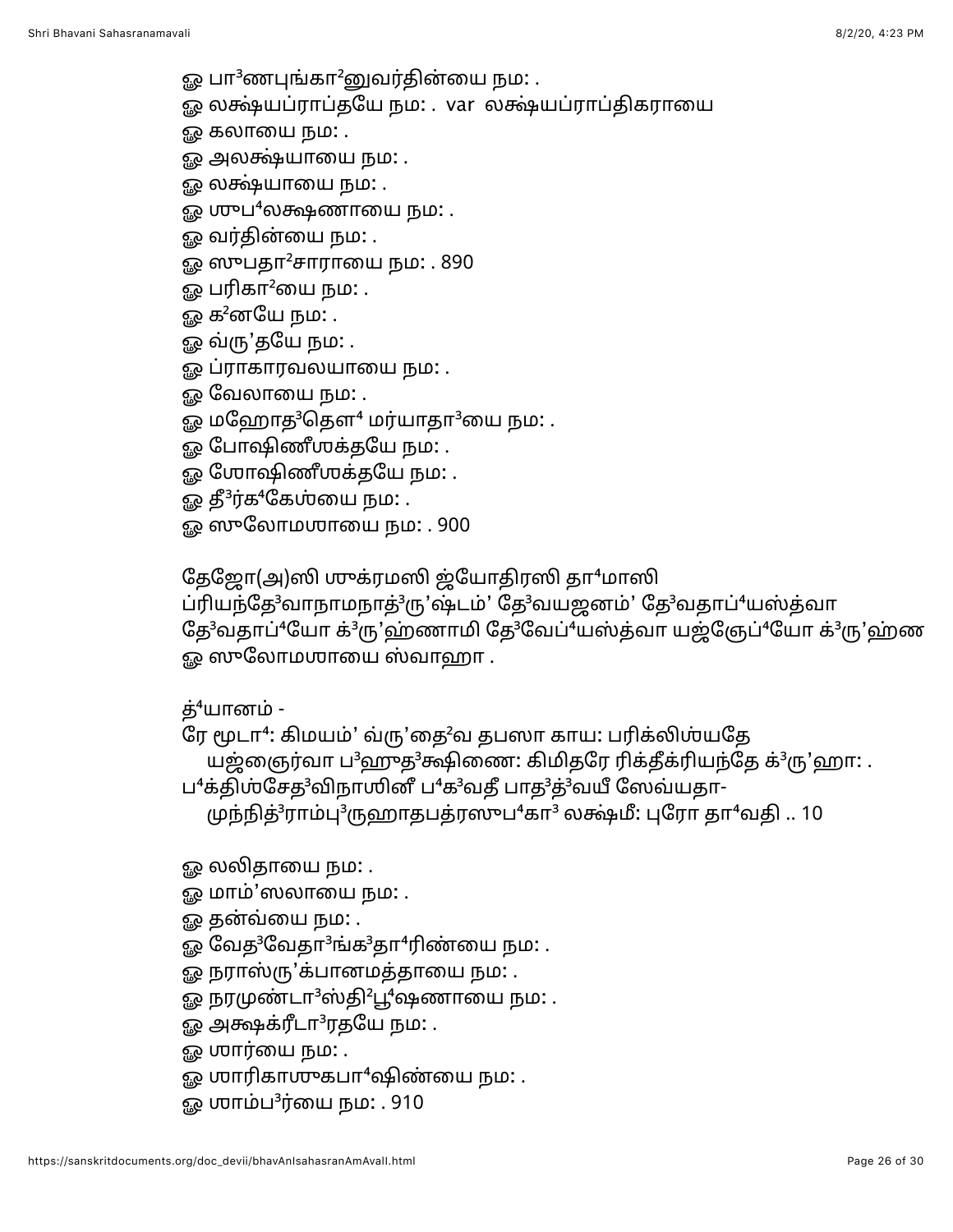ஓ பா³ணபுங்கா²னுவர்தின்யை நம: .

ஓ லக்ஷ்யப்ராப்தயே நம: .  var  லக்ஷ்யப்ராப்திகராயை

ஓ கலாயை நம: .

ஓ அலக்ஷ்யாயை நம: .

ஓ லக்ஷ்யாயை நம: .

ஓ ஶுப⁴லக்ஷணாயை நம: .

ஓ வர்தின்யை நம: .

ஓ ஸுபதா²சாராயை நம: . 890

ஓ பரிகா²யை நம: .

ஓ க²னயே நம: .

ஓ வ்ரு'தயே நம: .

ஓ ப்ராகாரவலயாயை நம: .

ஓ வேலாயை நம: .

ஓ மஹோத³தௌ⁴ மர்யாதா³யை நம: .

ஓ போஷிணீஶக்தயே நம: .

ஓ ஶோஷிணீஶக்தயே நம: .

ஓ தீ³ர்க⁴கேஶ்யை நம: .

ஓ ஸுலோமஶாயை நம: . 900

தேஜோ(அ)ஸி ஶுக்ரமஸி ஜ்யோதிரஸி தா⁴மாஸி  
ப்ரியந்தே³வாநாமநாத்³ரு'ஷ்டம்' தே³வயஜனம்' தே³வதாப்⁴யஸ்த்வா  
தே³வதாப்⁴யோ க்³ரு'ஹ்ணாமி தே³வேப்⁴யஸ்த்வா யஜ்ஞேப்⁴யோ க்³ரு'ஹ்ண  
ஓ ஸுலோமஶாயை ஸ்வாஹா .

த்⁴யானம் -  
ரே மூடா⁴: கிமயம்' வ்ரு'தை²வ தபஸா காய: பரிக்லிஶ்யதே  
  யஜ்ஞைர்வா ப³ஹுத³க்ஷிணை: கிமிதரே ரிக்தீக்ரியந்தே க்³ரு'ஹா: .  
ப⁴க்திஶ்சேத³விநாஶினீ ப⁴க³வதீ பாத³த்³வயீ ஸேவ்யதா-  
  முந்நித்³ராம்பு³ருஹாதபத்ரஸுப⁴கா³ லக்ஷ்மீ: புரோ தா⁴வதி .. 10

ஓ லலிதாயை நம: .

ஓ மாம்'ஸலாயை நம: .

ஓ தன்வ்யை நம: .

ஓ வேத³வேதா³ங்க³தா⁴ரிண்யை நம: .

ஓ நராஸ்ரு'க்பானமத்தாயை நம: .

ஓ நரமுண்டா³ஸ்தி²பூ⁴ஷணாயை நம: .

ஓ அக்ஷக்ரீடா³ரதயே நம: .

ஓ ஶார்யை நம: .

ஓ ஶாரிகாஶுகபா⁴ஷிண்யை நம: .

ஓ ஶாம்ப³ர்யை நம: . 910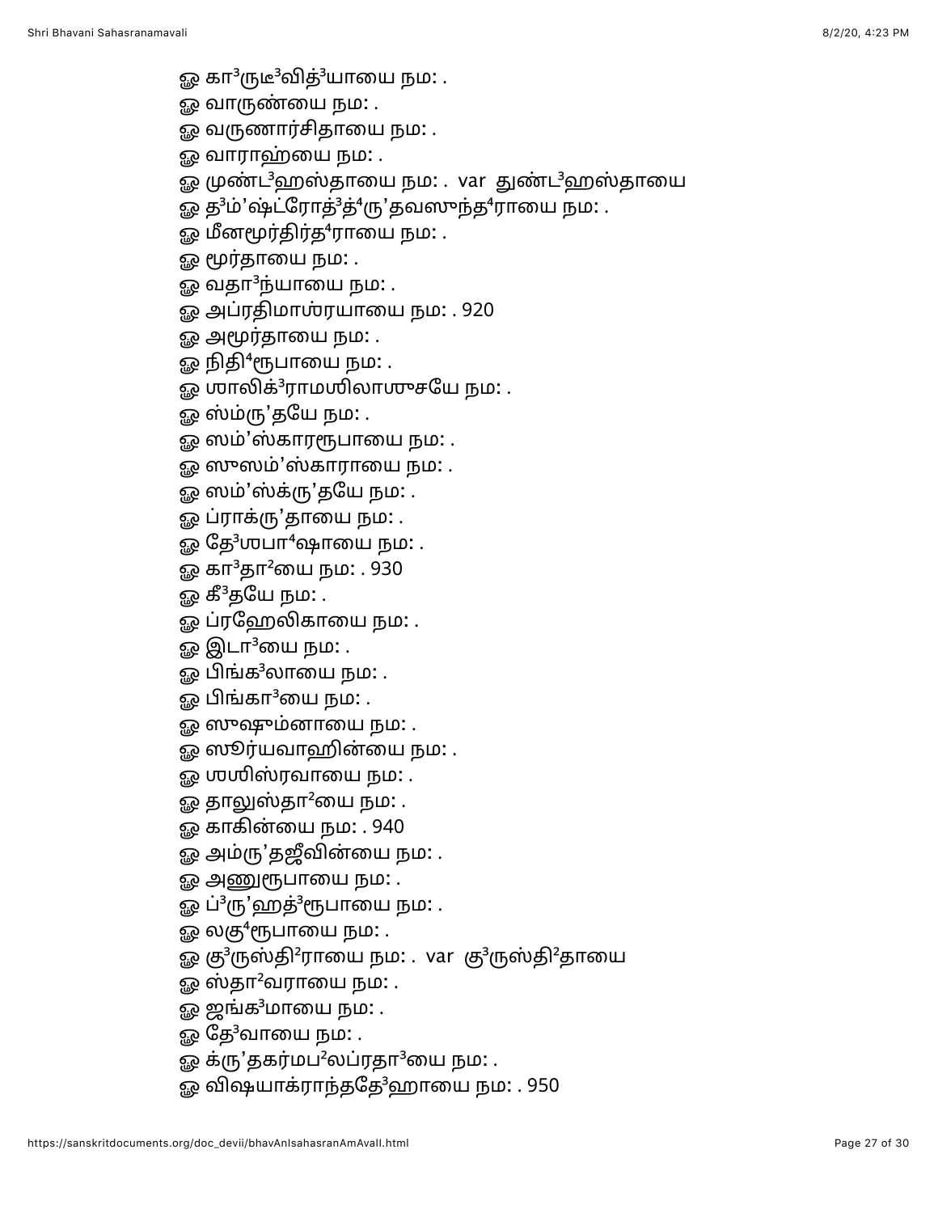ௐ கா³ருடீ³வித்³யாயை நம꞉ .
ௐ வாருண்யை நம꞉ .
ௐ வருணார்சிதாயை நம꞉ .
ௐ வாராஹ்யை நம꞉ .
ௐ முண்ட³ஹஸ்தாயை நம꞉ . var துண்ட³ஹஸ்தாயை
ௐ த³ம்'ஷ்ட்ரோத்³த்⁴ரு'தவஸுந்த⁴ராயை நம꞉ .
ௐ மீனமூர்திர்த⁴ராயை நம꞉ .
ௐ மூர்தாயை நம꞉ .
ௐ வதா³ந்யாயை நம꞉ .
ௐ அப்ரதிமாஶ்ரயாயை நம꞉ . 920
ௐ அமூர்தாயை நம꞉ .
ௐ நிதி⁴ரூபாயை நம꞉ .
ௐ ஶாலிக்³ராமஶிலாஶுசயே நம꞉ .
ௐ ஸ்ம்ரு'தயே நம꞉ .
ௐ ஸம்'ஸ்காரரூபாயை நம꞉ .
ௐ ஸுஸம்'ஸ்காராயை நம꞉ .
ௐ ஸம்'ஸ்க்ரு'தயே நம꞉ .
ௐ ப்ராக்ரு'தாயை நம꞉ .
ௐ தே³ஶபா⁴ஷாயை நம꞉ .
ௐ கா³தா²யை நம꞉ . 930
ௐ கீ³தயே நம꞉ .
ௐ ப்ரஹேலிகாயை நம꞉ .
ௐ இடா³யை நம꞉ .
ௐ பிங்க³லாயை நம꞉ .
ௐ பிங்கா³யை நம꞉ .
ௐ ஸுஷும்னாயை நம꞉ .
ௐ ஸூர்யவாஹின்யை நம꞉ .
ௐ ஶஶிஸ்ரவாயை நம꞉ .
ௐ தாலுஸ்தா²யை நம꞉ .
ௐ காகின்யை நம꞉ . 940
ௐ அம்ரு'தஜீவின்யை நம꞉ .
ௐ அணுரூபாயை நம꞉ .
ௐ ப்³ரு'ஹத்³ரூபாயை நம꞉ .
ௐ லகு⁴ரூபாயை நம꞉ .
ௐ கு³ருஸ்தி²ராயை நம꞉ . var கு³ருஸ்தி²தாயை
ௐ ஸ்தா²வராயை நம꞉ .
ௐ ஜங்க³மாயை நம꞉ .
ௐ தே³வாயை நம꞉ .
ௐ க்ரு'தகர்மப²லப்ரதா³யை நம꞉ .
ௐ விஷயாக்ராந்ததே³ஹாயை நம꞉ . 950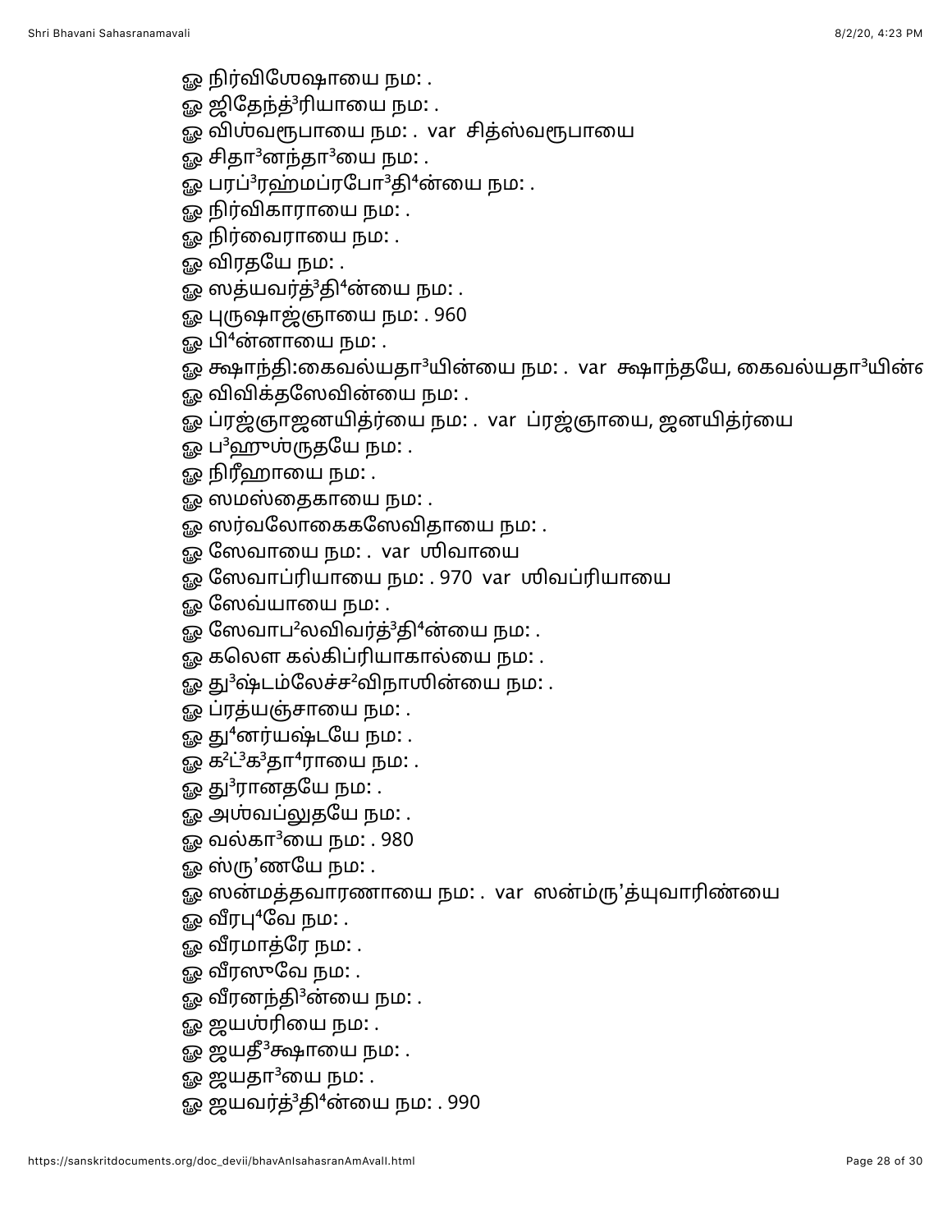ஓ நிர்விஶேஷாயை நம: .
ஓ ஜிதேந்த்³ரியாயை நம: .
ஓ விஶ்வரூபாயை நம: .  var  சித்ஸ்வரூபாயை
ஓ சிதா³னந்தா³யை நம: .
ஓ பரப்³ரஹ்மப்ரபோ³தி⁴ன்யை நம: .
ஓ நிர்விகாராயை நம: .
ஓ நிர்வைராயை நம: .
ஓ விரதயே நம: .
ஓ ஸத்யவர்த்³தி⁴ன்யை நம: .
ஓ புருஷாஜ்ஞாயை நம: . 960
ஓ பி⁴ன்னாயை நம: .
ஓ க்ஷாந்தி:கைவல்யதா³யின்யை நம: .  var  க்ஷாந்தயே, கைவல்யதா³யின்
ஓ விவிக்தஸேவின்யை நம: .
ஓ ப்ரஜ்ஞாஜனயித்ர்யை நம: .  var  ப்ரஜ்ஞாயை, ஜனயித்ர்யை
ஓ ப³ஹுஶ்ருதயே நம: .
ஓ நிரீஹாயை நம: .
ஓ ஸமஸ்தைகாயை நம: .
ஓ ஸர்வலோகைகஸேவிதாயை நம: .
ஓ ஸேவாயை நம: .  var  ஶிவாயை
ஓ ஸேவாப்ரியாயை நம: . 970  var  ஶிவப்ரியாயை
ஓ ஸேவ்யாயை நம: .
ஓ ஸேவாப²லவிவர்த்³தி⁴ன்யை நம: .
ஓ கலௌ கல்கிப்ரியாகால்யை நம: .
ஓ து³ஷ்டம்லேச்ச²விநாஶின்யை நம: .
ஓ ப்ரத்யஞ்சாயை நம: .
ஓ து⁴னர்யஷ்டயே நம: .
ஓ க²ட்³க³தா⁴ராயை நம: .
ஓ து³ரானதயே நம: .
ஓ அஶ்வப்லுதயே நம: .
ஓ வல்கா³யை நம: . 980
ஓ ஸ்ரு’ணயே நம: .
ஓ ஸன்மத்தவாரணாயை நம: .  var  ஸன்ம்ரு’த்யுவாரிண்யை
ஓ வீரபு⁴வே நம: .
ஓ வீரமாத்ரே நம: .
ஓ வீரஸூவே நம: .
ஓ வீரனந்தி³ன்யை நம: .
ஓ ஜயஶ்ரியை நம: .
ஓ ஜயதீ³க்ஷாயை நம: .
ஓ ஜயதா³யை நம: .
ஓ ஜயவர்த்³தி⁴ன்யை நம: . 990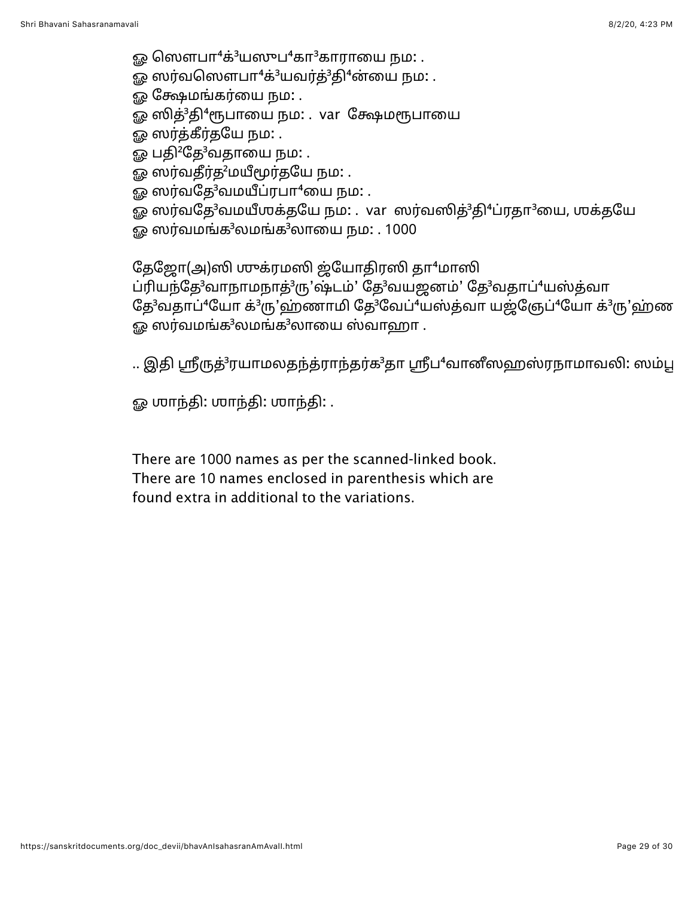ௐ ஶௌபா⁴க்³யஸூப⁴கா³காராயை நம: .
ௐ ஸர்வஸௌபா⁴க்³யவர்த்³தி⁴ன்யை நம: .
ௐ க்ஷேமங்கர்யை நம: .
ௐ ஸித்³தி⁴ரூபாயை நம: .  var  க்ஷேமரூபாயை
ௐ ஸர்த்கீர்தயே நம: .
ௐ பதி²தே³வதாயை நம: .
ௐ ஸர்வதீர்த²மயீமூர்தயே நம: .
ௐ ஸர்வதே³வமயீப்ரபா⁴யை நம: .
ௐ ஸர்வதே³வமயீஶக்தயே நம: .  var  ஸர்வஸித்³தி⁴ப்ரதா³யை, ஶக்தயே
ௐ ஸர்வமங்க³லமங்க³லாயை நம: . 1000

தேஜோ(அ)ஸி ஶுக்ரமஸி ஜ்யோதிரஸி தா⁴மாஸி
ப்ரியந்தே³வாநாமநாத்³ரு'ஷ்டம்' தே³வயஜனம்' தே³வதாப்⁴யஸ்த்வா
தே³வதாப்⁴யோ க்³ரு'ஹ்ணாமி தே³வேப்⁴யஸ்த்வா யஜ்ஞேப்⁴யோ க்³ரு'ஹ்ண
ௐ ஸர்வமங்க³லமங்க³லாயை ஸ்வாஹா .

.. இதி ஶ்ரீருத்³ரயாமலதந்த்ராந்தர்க³தா ஶ்ரீப⁴வானீஸஹஸ்ரநாமாவலி: ஸம்பூ

ௐ ஶாந்தி: ஶாந்தி: ஶாந்தி: .

There are 1000 names as per the scanned-linked book.
There are 10 names enclosed in parenthesis which are
found extra in additional to the variations.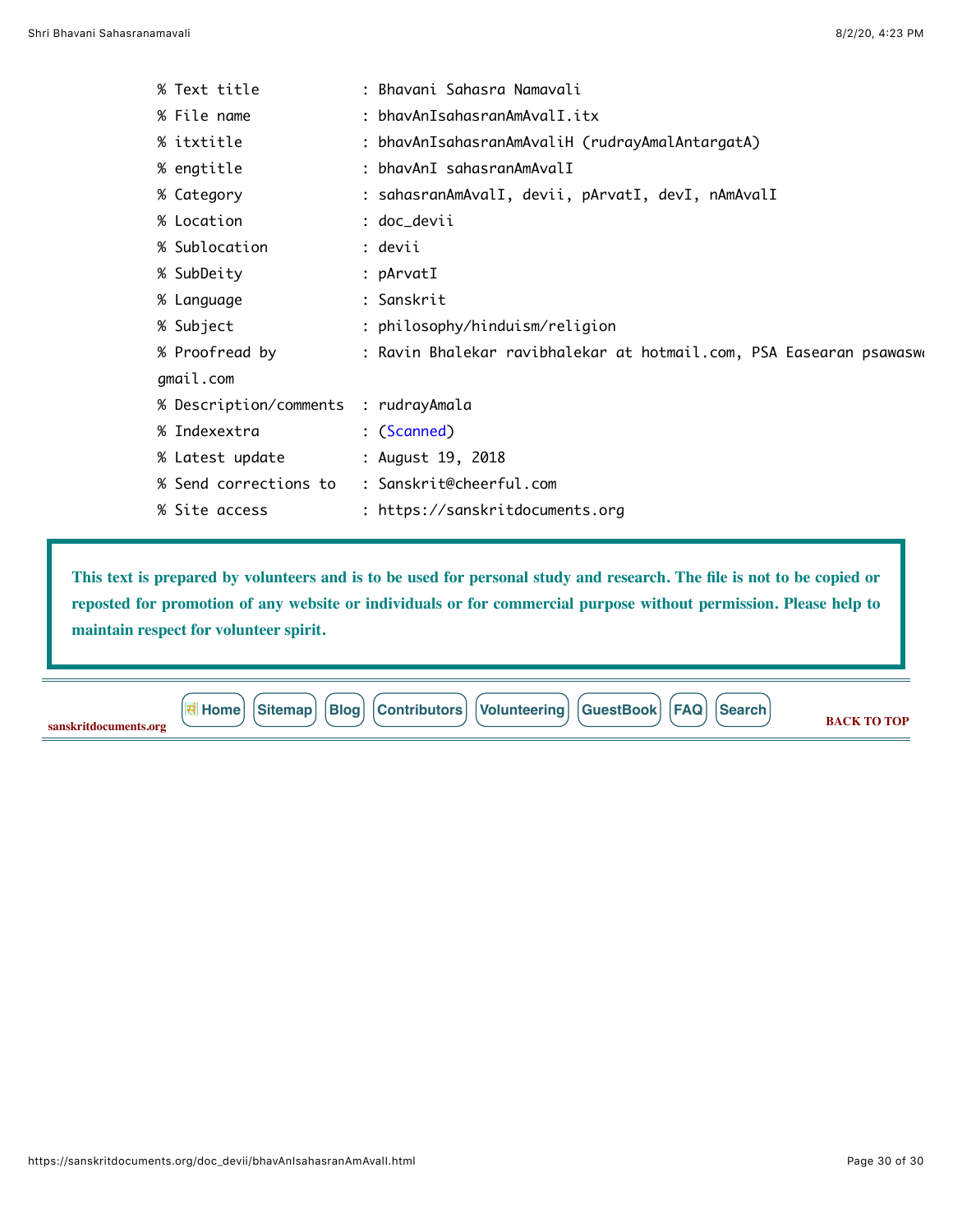```
% Text title            : Bhavani Sahasra Namavali
% File name             : bhavAnIsahasranAmAvalI.itx
% itxtitle              : bhavAnIsahasranAmAvaliH (rudrayAmalAntargatA)
% engtitle              : bhavAnI sahasranAmAvalI
% Category              : sahasranAmAvalI, devii, pArvatI, devI, nAmAvalI
% Location              : doc_devii
% Sublocation           : devii
% SubDeity              : pArvatI
% Language              : Sanskrit
% Subject               : philosophy/hinduism/religion
% Proofread by          : Ravin Bhalekar ravibhalekar at hotmail.com, PSA Easearan psawasw
gmail.com
% Description/comments  : rudrayAmala
% Indexextra            : (Scanned)
% Latest update         : August 19, 2018
% Send corrections to   : Sanskrit@cheerful.com
% Site access           : https://sanskritdocuments.org
```

**This text is prepared by volunteers and is to be used for personal study and research. The file is not to be copied or reposted for promotion of any website or individuals or for commercial purpose without permission. Please help to maintain respect for volunteer spirit.**

---

sanskritdocuments.org | सं Home | Sitemap | Blog | Contributors | Volunteering | GuestBook | FAQ | Search | BACK TO TOP

---